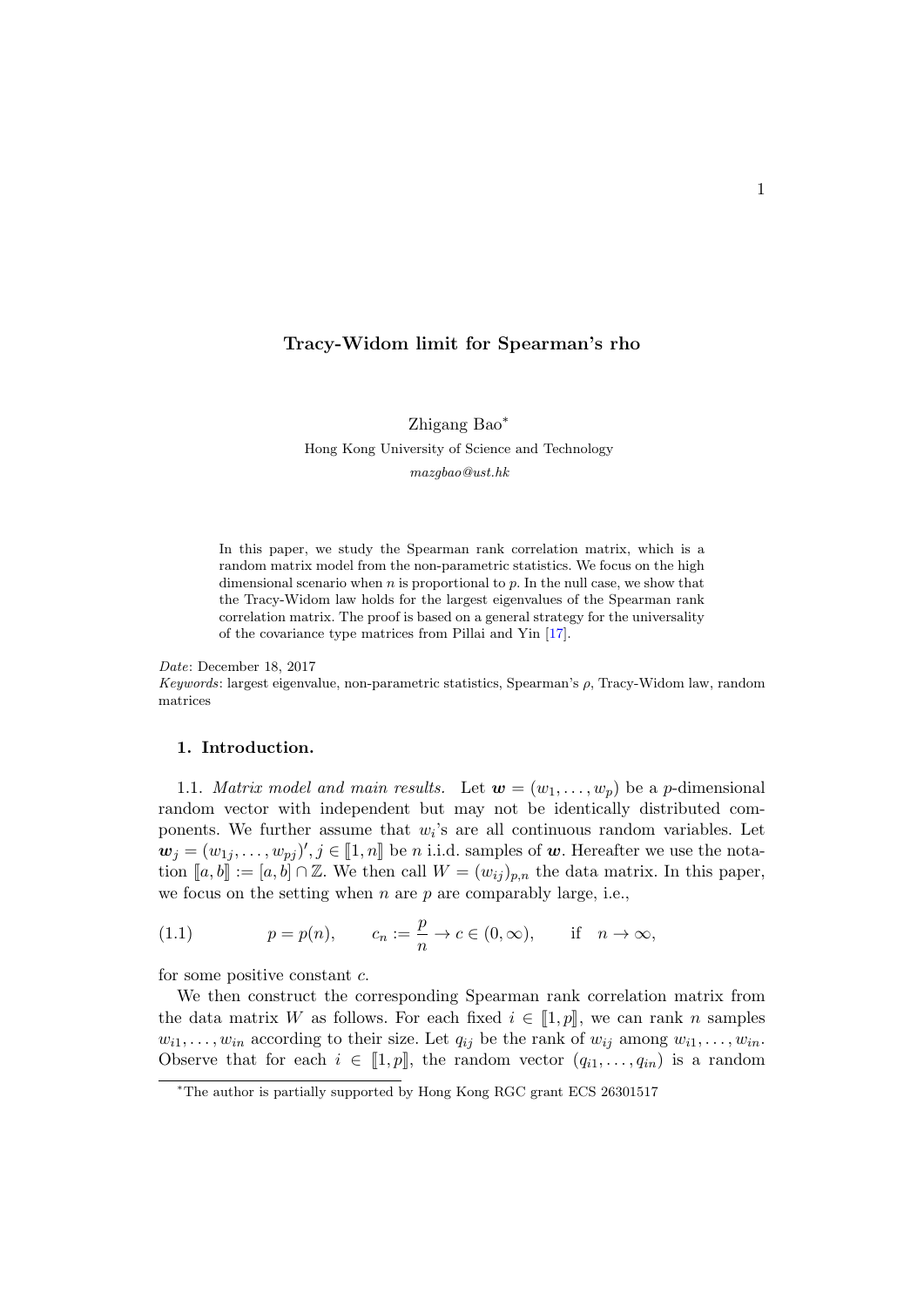# Tracy-Widom limit for Spearman's rho

Zhigang Bao*

Hong Kong University of Science and Technology

*mazgbao@ust.hk*

In this paper, we study the Spearman rank correlation matrix, which is a random matrix model from the non-parametric statistics. We focus on the high dimensional scenario when $n$ is proportional to $p$. In the null case, we show that the Tracy-Widom law holds for the largest eigenvalues of the Spearman rank correlation matrix. The proof is based on a general strategy for the universality of the covariance type matrices from Pillai and Yin [17].

*Date*: December 18, 2017

*Keywords*: largest eigenvalue, non-parametric statistics, Spearman's $\rho$, Tracy-Widom law, random matrices

## 1. Introduction.

1.1. *Matrix model and main results.* Let $\boldsymbol{w} = (w_1, \ldots, w_p)$ be a $p$-dimensional random vector with independent but may not be identically distributed components. We further assume that $w_i$'s are all continuous random variables. Let $\boldsymbol{w}_j = (w_{1j}, \ldots, w_{pj})', j \in [\![1, n]\!]$ be $n$ i.i.d. samples of $\boldsymbol{w}$. Hereafter we use the notation $[\![a, b]\!] := [a, b] \cap \mathbb{Z}$. We then call $W = (w_{ij})_{p,n}$ the data matrix. In this paper, we focus on the setting when $n$ are $p$ are comparably large, i.e.,

$$p = p(n), \qquad c_n := \frac{p}{n} \to c \in (0, \infty), \qquad \text{if} \quad n \to \infty, \tag{1.1}$$

for some positive constant $c$.

We then construct the corresponding Spearman rank correlation matrix from the data matrix $W$ as follows. For each fixed $i \in [\![1, p]\!]$, we can rank $n$ samples $w_{i1}, \ldots, w_{in}$ according to their size. Let $q_{ij}$ be the rank of $w_{ij}$ among $w_{i1}, \ldots, w_{in}$. Observe that for each $i \in [\![1, p]\!]$, the random vector $(q_{i1}, \ldots, q_{in})$ is a random

*The author is partially supported by Hong Kong RGC grant ECS 26301517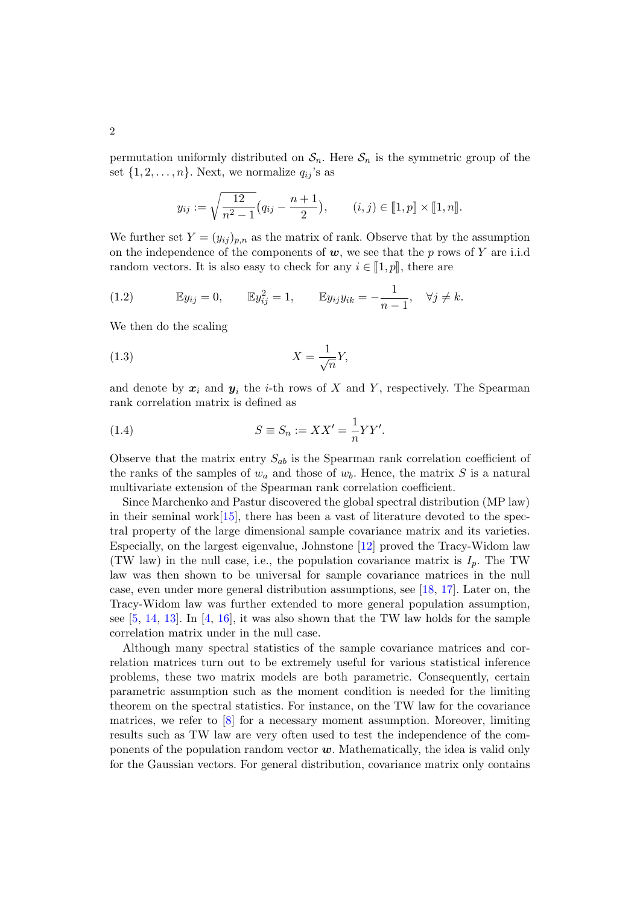permutation uniformly distributed on $\mathcal{S}_n$. Here $\mathcal{S}_n$ is the symmetric group of the set $\{1, 2, \ldots, n\}$. Next, we normalize $q_{ij}$'s as

$$y_{ij} := \sqrt{\frac{12}{n^2-1}}\big(q_{ij} - \frac{n+1}{2}\big), \qquad (i,j) \in [\![1,p]\!] \times [\![1,n]\!].$$

We further set $Y = (y_{ij})_{p,n}$ as the matrix of rank. Observe that by the assumption on the independence of the components of $\boldsymbol{w}$, we see that the $p$ rows of $Y$ are i.i.d random vectors. It is also easy to check for any $i \in [\![1,p]\!]$, there are

$$\mathbb{E}y_{ij} = 0, \qquad \mathbb{E}y_{ij}^2 = 1, \qquad \mathbb{E}y_{ij}y_{ik} = -\frac{1}{n-1}, \quad \forall j \neq k. \tag{1.2}$$

We then do the scaling

$$X = \frac{1}{\sqrt{n}}Y, \tag{1.3}$$

and denote by $\boldsymbol{x}_i$ and $\boldsymbol{y}_i$ the $i$-th rows of $X$ and $Y$, respectively. The Spearman rank correlation matrix is defined as

$$S \equiv S_n := XX' = \frac{1}{n}YY'. \tag{1.4}$$

Observe that the matrix entry $S_{ab}$ is the Spearman rank correlation coefficient of the ranks of the samples of $w_a$ and those of $w_b$. Hence, the matrix $S$ is a natural multivariate extension of the Spearman rank correlation coefficient.

Since Marchenko and Pastur discovered the global spectral distribution (MP law) in their seminal work[15], there has been a vast of literature devoted to the spectral property of the large dimensional sample covariance matrix and its varieties. Especially, on the largest eigenvalue, Johnstone [12] proved the Tracy-Widom law (TW law) in the null case, i.e., the population covariance matrix is $I_p$. The TW law was then shown to be universal for sample covariance matrices in the null case, even under more general distribution assumptions, see [18, 17]. Later on, the Tracy-Widom law was further extended to more general population assumption, see [5, 14, 13]. In [4, 16], it was also shown that the TW law holds for the sample correlation matrix under in the null case.

Although many spectral statistics of the sample covariance matrices and correlation matrices turn out to be extremely useful for various statistical inference problems, these two matrix models are both parametric. Consequently, certain parametric assumption such as the moment condition is needed for the limiting theorem on the spectral statistics. For instance, on the TW law for the covariance matrices, we refer to [8] for a necessary moment assumption. Moreover, limiting results such as TW law are very often used to test the independence of the components of the population random vector $\boldsymbol{w}$. Mathematically, the idea is valid only for the Gaussian vectors. For general distribution, covariance matrix only contains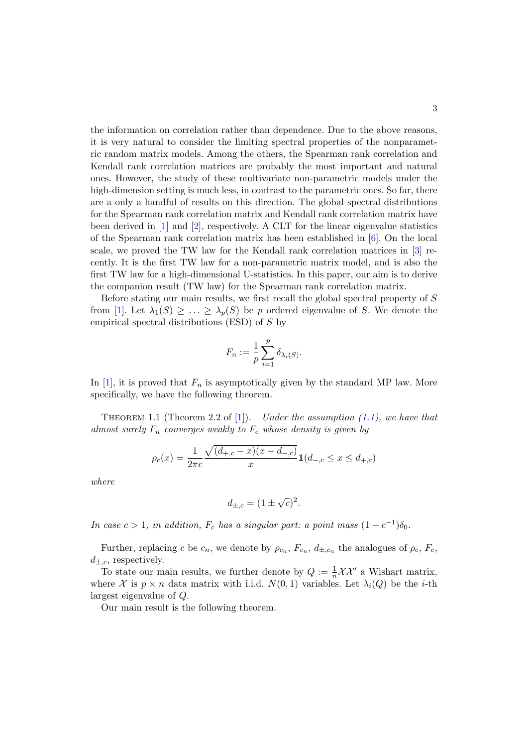the information on correlation rather than dependence. Due to the above reasons, it is very natural to consider the limiting spectral properties of the nonparametric random matrix models. Among the others, the Spearman rank correlation and Kendall rank correlation matrices are probably the most important and natural ones. However, the study of these multivariate non-parametric models under the high-dimension setting is much less, in contrast to the parametric ones. So far, there are a only a handful of results on this direction. The global spectral distributions for the Spearman rank correlation matrix and Kendall rank correlation matrix have been derived in [1] and [2], respectively. A CLT for the linear eigenvalue statistics of the Spearman rank correlation matrix has been established in [6]. On the local scale, we proved the TW law for the Kendall rank correlation matrices in [3] recently. It is the first TW law for a non-parametric matrix model, and is also the first TW law for a high-dimensional U-statistics. In this paper, our aim is to derive the companion result (TW law) for the Spearman rank correlation matrix.

Before stating our main results, we first recall the global spectral property of $S$ from [1]. Let $\lambda_1(S) \geq \ldots \geq \lambda_p(S)$ be $p$ ordered eigenvalue of $S$. We denote the empirical spectral distributions (ESD) of $S$ by

$$F_n := \frac{1}{p} \sum_{i=1}^{p} \delta_{\lambda_i(S)}.$$

In [1], it is proved that $F_n$ is asymptotically given by the standard MP law. More specifically, we have the following theorem.

Theorem 1.1 (Theorem 2.2 of [1]). *Under the assumption (1.1), we have that almost surely $F_n$ converges weakly to $F_c$ whose density is given by*

$$\rho_c(x) = \frac{1}{2\pi c} \frac{\sqrt{(d_{+,c} - x)(x - d_{-,c})}}{x} \mathbf{1}(d_{-,c} \leq x \leq d_{+,c})$$

*where*

$$d_{\pm,c} = (1 \pm \sqrt{c})^2.$$

*In case $c > 1$, in addition, $F_c$ has a singular part: a point mass $(1 - c^{-1})\delta_0$.*

Further, replacing $c$ be $c_n$, we denote by $\rho_{c_n}$, $F_{c_n}$, $d_{\pm,c_n}$ the analogues of $\rho_c$, $F_c$, $d_{\pm,c}$, respectively.

To state our main results, we further denote by $Q := \frac{1}{n}\mathcal{X}\mathcal{X}'$ a Wishart matrix, where $\mathcal{X}$ is $p \times n$ data matrix with i.i.d. $N(0,1)$ variables. Let $\lambda_i(Q)$ be the $i$-th largest eigenvalue of $Q$.

Our main result is the following theorem.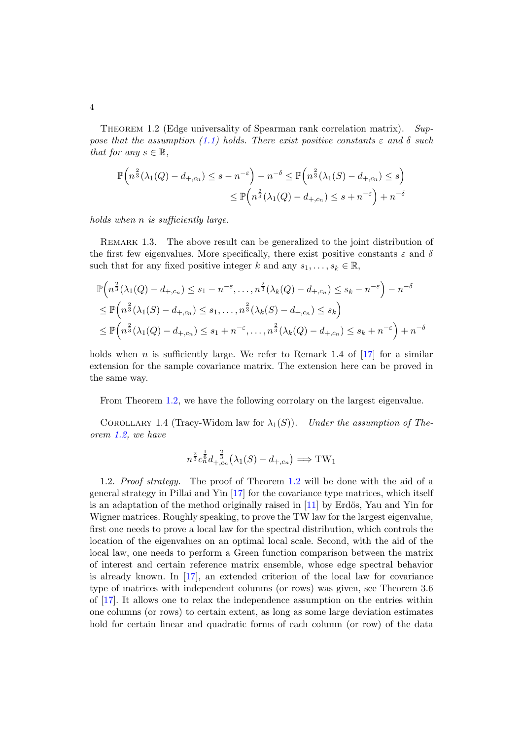THEOREM 1.2 (Edge universality of Spearman rank correlation matrix). *Suppose that the assumption (1.1) holds. There exist positive constants $\varepsilon$ and $\delta$ such that for any $s \in \mathbb{R}$,*

$$\mathbb{P}\Big(n^{\frac{2}{3}}(\lambda_1(Q) - d_{+,c_n}) \le s - n^{-\varepsilon}\Big) - n^{-\delta} \le \mathbb{P}\Big(n^{\frac{2}{3}}(\lambda_1(S) - d_{+,c_n}) \le s\Big)$$
$$\le \mathbb{P}\Big(n^{\frac{2}{3}}(\lambda_1(Q) - d_{+,c_n}) \le s + n^{-\varepsilon}\Big) + n^{-\delta}$$

*holds when $n$ is sufficiently large.*

REMARK 1.3. The above result can be generalized to the joint distribution of the first few eigenvalues. More specifically, there exist positive constants $\varepsilon$ and $\delta$ such that for any fixed positive integer $k$ and any $s_1, \ldots, s_k \in \mathbb{R}$,

$$\mathbb{P}\Big(n^{\frac{2}{3}}(\lambda_1(Q) - d_{+,c_n}) \le s_1 - n^{-\varepsilon}, \ldots, n^{\frac{2}{3}}(\lambda_k(Q) - d_{+,c_n}) \le s_k - n^{-\varepsilon}\Big) - n^{-\delta}$$
$$\le \mathbb{P}\Big(n^{\frac{2}{3}}(\lambda_1(S) - d_{+,c_n}) \le s_1, \ldots, n^{\frac{2}{3}}(\lambda_k(S) - d_{+,c_n}) \le s_k\Big)$$
$$\le \mathbb{P}\Big(n^{\frac{2}{3}}(\lambda_1(Q) - d_{+,c_n}) \le s_1 + n^{-\varepsilon}, \ldots, n^{\frac{2}{3}}(\lambda_k(Q) - d_{+,c_n}) \le s_k + n^{-\varepsilon}\Big) + n^{-\delta}$$

holds when $n$ is sufficiently large. We refer to Remark 1.4 of [17] for a similar extension for the sample covariance matrix. The extension here can be proved in the same way.

From Theorem 1.2, we have the following corrolary on the largest eigenvalue.

COROLLARY 1.4 (Tracy-Widom law for $\lambda_1(S)$). *Under the assumption of Theorem 1.2, we have*

$$n^{\frac{2}{3}} c_n^{\frac{1}{6}} d_{+,c_n}^{-\frac{2}{3}} \big(\lambda_1(S) - d_{+,c_n}\big) \Longrightarrow \mathrm{TW}_1$$

1.2. *Proof strategy.* The proof of Theorem 1.2 will be done with the aid of a general strategy in Pillai and Yin [17] for the covariance type matrices, which itself is an adaptation of the method originally raised in [11] by Erdös, Yau and Yin for Wigner matrices. Roughly speaking, to prove the TW law for the largest eigenvalue, first one needs to prove a local law for the spectral distribution, which controls the location of the eigenvalues on an optimal local scale. Second, with the aid of the local law, one needs to perform a Green function comparison between the matrix of interest and certain reference matrix ensemble, whose edge spectral behavior is already known. In [17], an extended criterion of the local law for covariance type of matrices with independent columns (or rows) was given, see Theorem 3.6 of [17]. It allows one to relax the independence assumption on the entries within one columns (or rows) to certain extent, as long as some large deviation estimates hold for certain linear and quadratic forms of each column (or row) of the data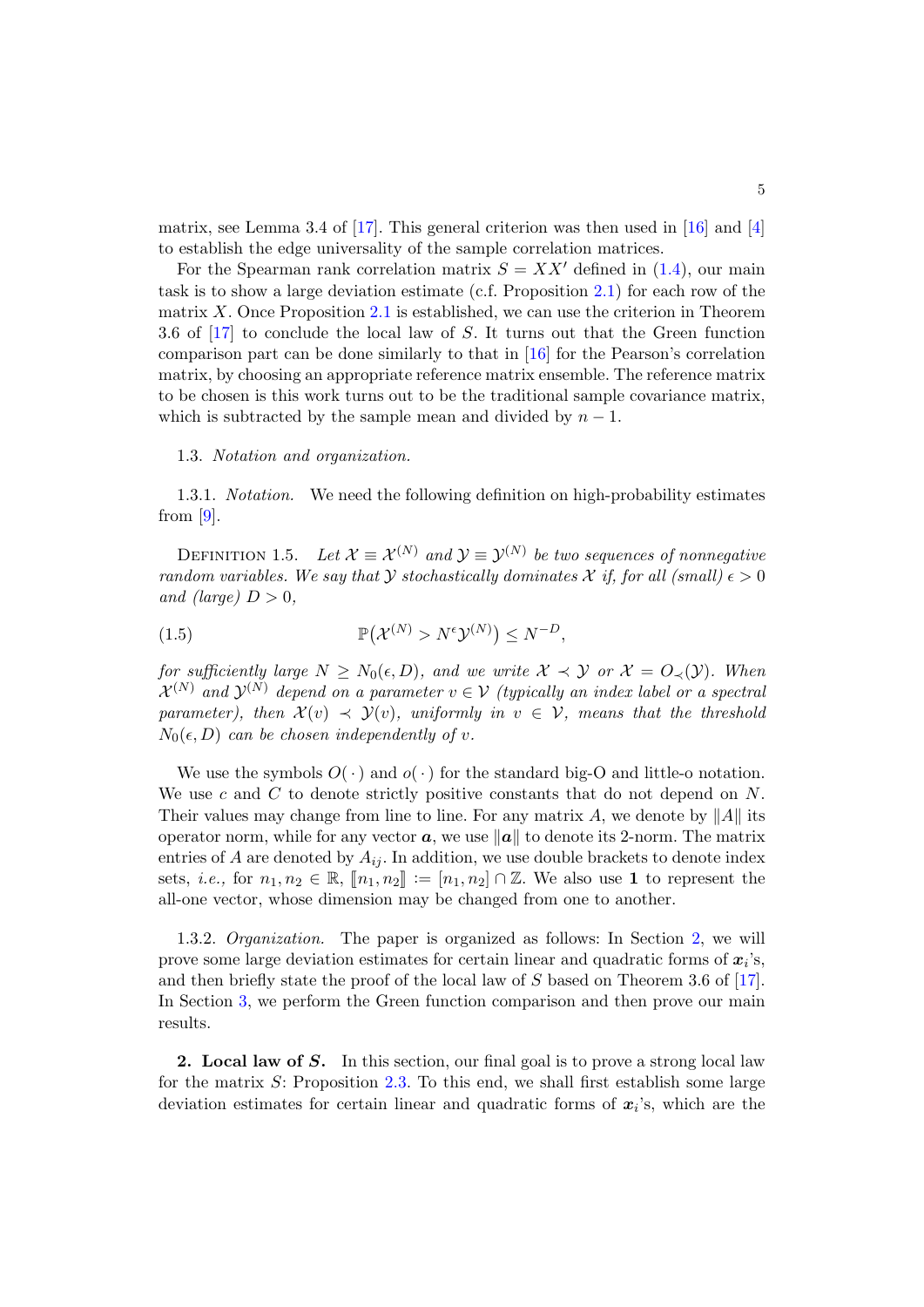matrix, see Lemma 3.4 of [17]. This general criterion was then used in [16] and [4] to establish the edge universality of the sample correlation matrices.

For the Spearman rank correlation matrix $S = XX'$ defined in (1.4), our main task is to show a large deviation estimate (c.f. Proposition 2.1) for each row of the matrix $X$. Once Proposition 2.1 is established, we can use the criterion in Theorem 3.6 of [17] to conclude the local law of $S$. It turns out that the Green function comparison part can be done similarly to that in [16] for the Pearson's correlation matrix, by choosing an appropriate reference matrix ensemble. The reference matrix to be chosen is this work turns out to be the traditional sample covariance matrix, which is subtracted by the sample mean and divided by $n-1$.

### 1.3. *Notation and organization.*

#### 1.3.1. *Notation.*

We need the following definition on high-probability estimates from [9].

Definition 1.5. *Let $\mathcal{X} \equiv \mathcal{X}^{(N)}$ and $\mathcal{Y} \equiv \mathcal{Y}^{(N)}$ be two sequences of nonnegative random variables. We say that $\mathcal{Y}$ stochastically dominates $\mathcal{X}$ if, for all (small) $\epsilon > 0$ and (large) $D > 0$,*

$$\mathbb{P}\big(\mathcal{X}^{(N)} > N^{\epsilon}\mathcal{Y}^{(N)}\big) \le N^{-D}, \tag{1.5}$$

*for sufficiently large $N \ge N_0(\epsilon, D)$, and we write $\mathcal{X} \prec \mathcal{Y}$ or $\mathcal{X} = O_{\prec}(\mathcal{Y})$. When $\mathcal{X}^{(N)}$ and $\mathcal{Y}^{(N)}$ depend on a parameter $v \in \mathcal{V}$ (typically an index label or a spectral parameter), then $\mathcal{X}(v) \prec \mathcal{Y}(v)$, uniformly in $v \in \mathcal{V}$, means that the threshold $N_0(\epsilon, D)$ can be chosen independently of $v$.*

We use the symbols $O(\cdot)$ and $o(\cdot)$ for the standard big-O and little-o notation. We use $c$ and $C$ to denote strictly positive constants that do not depend on $N$. Their values may change from line to line. For any matrix $A$, we denote by $\|A\|$ its operator norm, while for any vector $\boldsymbol{a}$, we use $\|\boldsymbol{a}\|$ to denote its 2-norm. The matrix entries of $A$ are denoted by $A_{ij}$. In addition, we use double brackets to denote index sets, *i.e.*, for $n_1, n_2 \in \mathbb{R}$, $[\![n_1, n_2]\!] := [n_1, n_2] \cap \mathbb{Z}$. We also use $\mathbf{1}$ to represent the all-one vector, whose dimension may be changed from one to another.

#### 1.3.2. *Organization.*

The paper is organized as follows: In Section 2, we will prove some large deviation estimates for certain linear and quadratic forms of $\boldsymbol{x}_i$'s, and then briefly state the proof of the local law of $S$ based on Theorem 3.6 of [17]. In Section 3, we perform the Green function comparison and then prove our main results.

## 2. Local law of $S$.

In this section, our final goal is to prove a strong local law for the matrix $S$: Proposition 2.3. To this end, we shall first establish some large deviation estimates for certain linear and quadratic forms of $\boldsymbol{x}_i$'s, which are the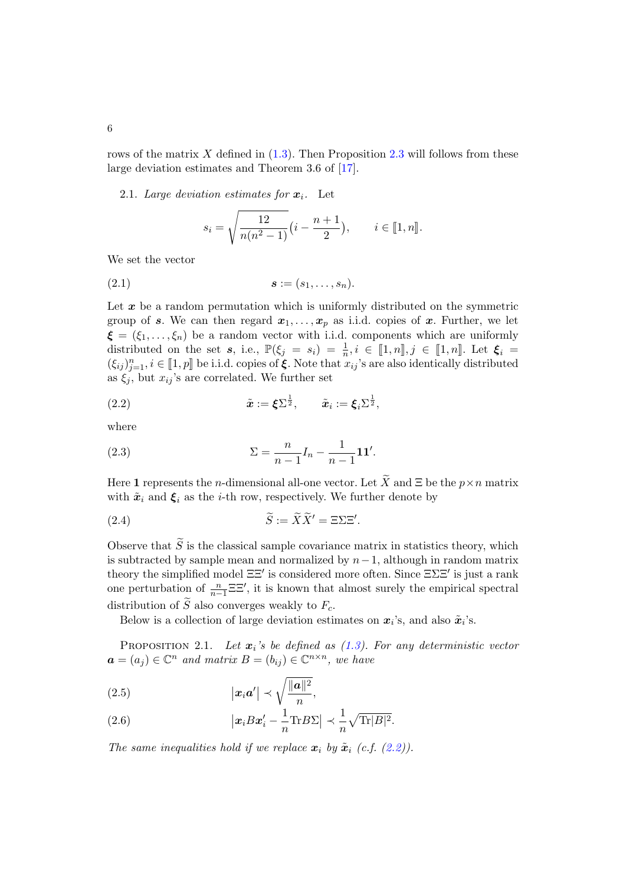rows of the matrix $X$ defined in (1.3). Then Proposition 2.3 will follows from these large deviation estimates and Theorem 3.6 of [17].

2.1. *Large deviation estimates for $\boldsymbol{x}_i$.* Let

$$s_i = \sqrt{\frac{12}{n(n^2-1)}}\big(i - \frac{n+1}{2}\big), \qquad i \in [\![1, n]\!].$$

We set the vector

$$\boldsymbol{s} := (s_1, \ldots, s_n). \tag{2.1}$$

Let $\boldsymbol{x}$ be a random permutation which is uniformly distributed on the symmetric group of $\boldsymbol{s}$. We can then regard $\boldsymbol{x}_1, \ldots, \boldsymbol{x}_p$ as i.i.d. copies of $\boldsymbol{x}$. Further, we let $\boldsymbol{\xi} = (\xi_1, \ldots, \xi_n)$ be a random vector with i.i.d. components which are uniformly distributed on the set $\boldsymbol{s}$, i.e., $\mathbb{P}(\xi_j = s_i) = \frac{1}{n}, i \in [\![1, n]\!], j \in [\![1, n]\!]$. Let $\boldsymbol{\xi}_i = (\xi_{ij})_{j=1}^n, i \in [\![1, p]\!]$ be i.i.d. copies of $\boldsymbol{\xi}$. Note that $x_{ij}$'s are also identically distributed as $\xi_j$, but $x_{ij}$'s are correlated. We further set

$$\tilde{\boldsymbol{x}} := \boldsymbol{\xi}\Sigma^{\frac{1}{2}}, \qquad \tilde{\boldsymbol{x}}_i := \boldsymbol{\xi}_i\Sigma^{\frac{1}{2}}, \tag{2.2}$$

where

$$\Sigma = \frac{n}{n-1}I_n - \frac{1}{n-1}\mathbf{1}\mathbf{1}'. \tag{2.3}$$

Here $\mathbf{1}$ represents the $n$-dimensional all-one vector. Let $\widetilde{X}$ and $\Xi$ be the $p \times n$ matrix with $\tilde{\boldsymbol{x}}_i$ and $\boldsymbol{\xi}_i$ as the $i$-th row, respectively. We further denote by

$$\widetilde{S} := \widetilde{X}\widetilde{X}' = \Xi\Sigma\Xi'. \tag{2.4}$$

Observe that $\widetilde{S}$ is the classical sample covariance matrix in statistics theory, which is subtracted by sample mean and normalized by $n-1$, although in random matrix theory the simplified model $\Xi\Xi'$ is considered more often. Since $\Xi\Sigma\Xi'$ is just a rank one perturbation of $\frac{n}{n-1}\Xi\Xi'$, it is known that almost surely the empirical spectral distribution of $\widetilde{S}$ also converges weakly to $F_c$.

Below is a collection of large deviation estimates on $\boldsymbol{x}_i$'s, and also $\tilde{\boldsymbol{x}}_i$'s.

PROPOSITION 2.1. *Let $\boldsymbol{x}_i$'s be defined as (1.3). For any deterministic vector $\boldsymbol{a} = (a_j) \in \mathbb{C}^n$ and matrix $B = (b_{ij}) \in \mathbb{C}^{n\times n}$, we have*

$$\big|\boldsymbol{x}_i\boldsymbol{a}'\big| \prec \sqrt{\frac{\|\boldsymbol{a}\|^2}{n}}, \tag{2.5}$$

$$\big|\boldsymbol{x}_iB\boldsymbol{x}_i' - \frac{1}{n}\mathrm{Tr}B\Sigma\big| \prec \frac{1}{n}\sqrt{\mathrm{Tr}|B|^2}. \tag{2.6}$$

*The same inequalities hold if we replace $\boldsymbol{x}_i$ by $\tilde{\boldsymbol{x}}_i$ (c.f. (2.2)).*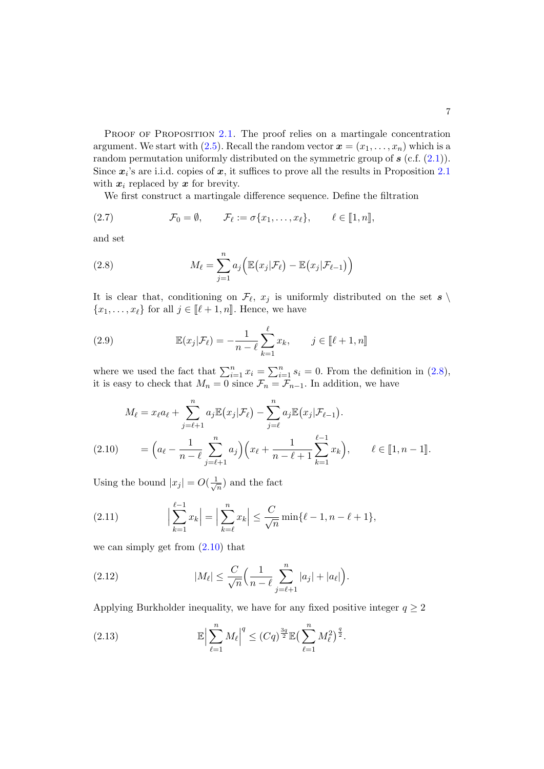PROOF OF PROPOSITION 2.1. The proof relies on a martingale concentration argument. We start with (2.5). Recall the random vector $\boldsymbol{x} = (x_1, \ldots, x_n)$ which is a random permutation uniformly distributed on the symmetric group of $\boldsymbol{s}$ (c.f. (2.1)). Since $\boldsymbol{x}_i$'s are i.i.d. copies of $\boldsymbol{x}$, it suffices to prove all the results in Proposition 2.1 with $\boldsymbol{x}_i$ replaced by $\boldsymbol{x}$ for brevity.

We first construct a martingale difference sequence. Define the filtration

$$
\mathcal{F}_0 = \emptyset, \qquad \mathcal{F}_\ell := \sigma\{x_1, \ldots, x_\ell\}, \qquad \ell \in [\![1, n]\!], \tag{2.7}
$$

and set

$$
M_\ell = \sum_{j=1}^{n} a_j \Big( \mathbb{E}(x_j | \mathcal{F}_\ell) - \mathbb{E}(x_j | \mathcal{F}_{\ell-1}) \Big) \tag{2.8}
$$

It is clear that, conditioning on $\mathcal{F}_\ell$, $x_j$ is uniformly distributed on the set $\boldsymbol{s} \setminus \{x_1, \ldots, x_\ell\}$ for all $j \in [\![\ell+1, n]\!]$. Hence, we have

$$
\mathbb{E}(x_j | \mathcal{F}_\ell) = -\frac{1}{n-\ell} \sum_{k=1}^{\ell} x_k, \qquad j \in [\![\ell+1, n]\!] \tag{2.9}
$$

where we used the fact that $\sum_{i=1}^n x_i = \sum_{i=1}^n s_i = 0$. From the definition in (2.8), it is easy to check that $M_n = 0$ since $\mathcal{F}_n = \mathcal{F}_{n-1}$. In addition, we have

$$
\begin{aligned}
M_\ell &= x_\ell a_\ell + \sum_{j=\ell+1}^{n} a_j \mathbb{E}(x_j | \mathcal{F}_\ell) - \sum_{j=\ell}^{n} a_j \mathbb{E}(x_j | \mathcal{F}_{\ell-1}). \\
&= \Big( a_\ell - \frac{1}{n-\ell} \sum_{j=\ell+1}^{n} a_j \Big) \Big( x_\ell + \frac{1}{n-\ell+1} \sum_{k=1}^{\ell-1} x_k \Big), \qquad \ell \in [\![1, n-1]\!].
\end{aligned} \tag{2.10}
$$

Using the bound $|x_j| = O(\frac{1}{\sqrt{n}})$ and the fact

$$
\Big| \sum_{k=1}^{\ell-1} x_k \Big| = \Big| \sum_{k=\ell}^{n} x_k \Big| \leq \frac{C}{\sqrt{n}} \min\{\ell-1, n-\ell+1\}, \tag{2.11}
$$

we can simply get from (2.10) that

$$
|M_\ell| \leq \frac{C}{\sqrt{n}} \Big( \frac{1}{n-\ell} \sum_{j=\ell+1}^{n} |a_j| + |a_\ell| \Big). \tag{2.12}
$$

Applying Burkholder inequality, we have for any fixed positive integer $q \geq 2$

$$
\mathbb{E} \Big| \sum_{\ell=1}^{n} M_\ell \Big|^q \leq (Cq)^{\frac{3q}{2}} \mathbb{E} \Big( \sum_{\ell=1}^{n} M_\ell^2 \Big)^{\frac{q}{2}}. \tag{2.13}
$$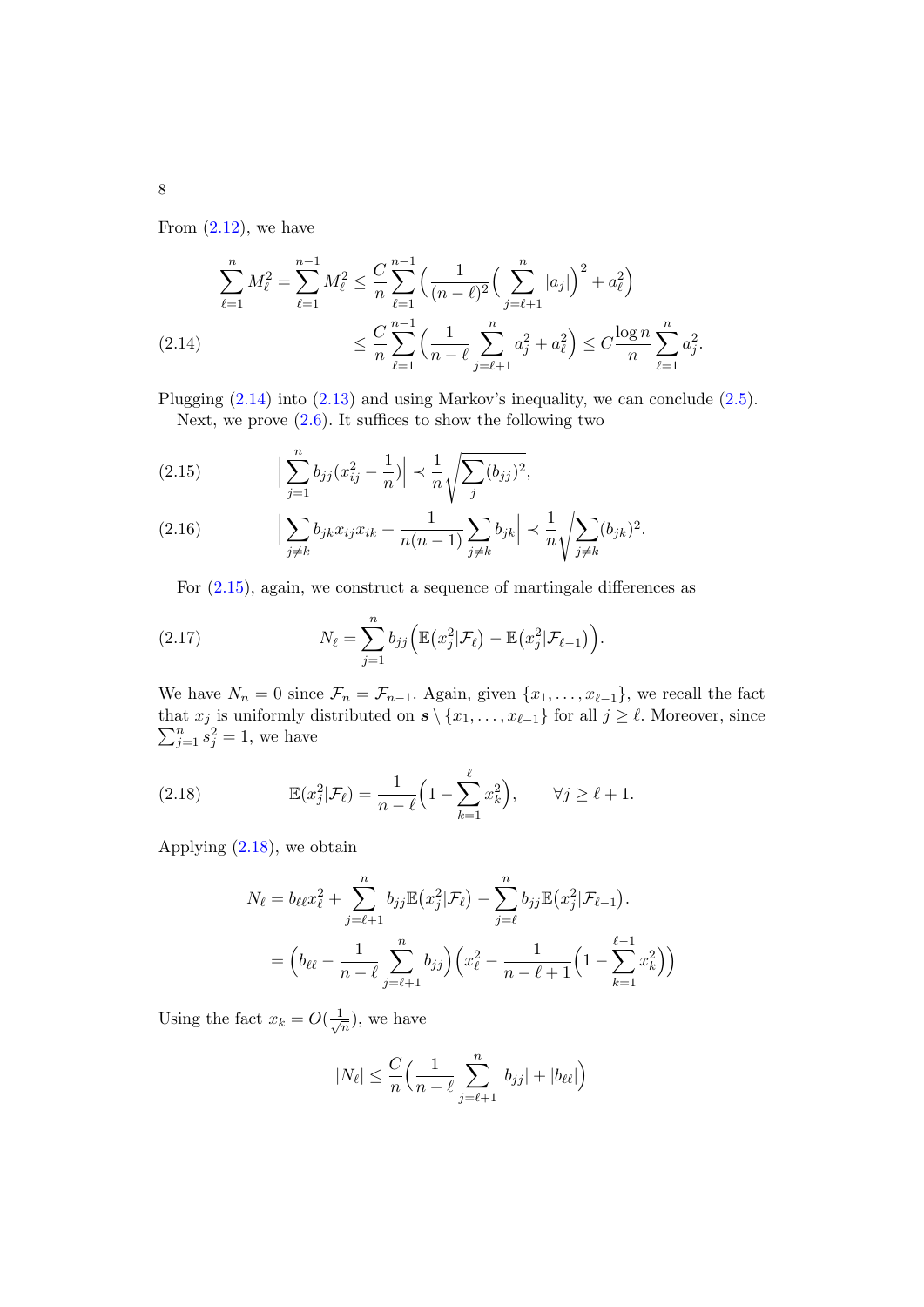From (2.12), we have

$$
\begin{aligned}
\sum_{\ell=1}^{n} M_\ell^2 = \sum_{\ell=1}^{n-1} M_\ell^2 &\le \frac{C}{n}\sum_{\ell=1}^{n-1}\Big(\frac{1}{(n-\ell)^2}\Big(\sum_{j=\ell+1}^{n}|a_j|\Big)^2 + a_\ell^2\Big)\\
&\le \frac{C}{n}\sum_{\ell=1}^{n-1}\Big(\frac{1}{n-\ell}\sum_{j=\ell+1}^{n} a_j^2 + a_\ell^2\Big) \le C\frac{\log n}{n}\sum_{\ell=1}^{n} a_j^2.
\end{aligned} \tag{2.14}
$$

Plugging (2.14) into (2.13) and using Markov's inequality, we can conclude (2.5).

Next, we prove (2.6). It suffices to show the following two

$$
\Big|\sum_{j=1}^{n} b_{jj}(x_{ij}^2 - \frac{1}{n})\Big| \prec \frac{1}{n}\sqrt{\sum_j (b_{jj})^2}, \tag{2.15}
$$

$$
\Big|\sum_{j\neq k} b_{jk}x_{ij}x_{ik} + \frac{1}{n(n-1)}\sum_{j\neq k} b_{jk}\Big| \prec \frac{1}{n}\sqrt{\sum_{j\neq k}(b_{jk})^2}. \tag{2.16}
$$

For (2.15), again, we construct a sequence of martingale differences as

$$
N_\ell = \sum_{j=1}^{n} b_{jj}\Big(\mathbb{E}\big(x_j^2|\mathcal{F}_\ell\big) - \mathbb{E}\big(x_j^2|\mathcal{F}_{\ell-1}\big)\Big). \tag{2.17}
$$

We have $N_n = 0$ since $\mathcal{F}_n = \mathcal{F}_{n-1}$. Again, given $\{x_1, \dots, x_{\ell-1}\}$, we recall the fact that $x_j$ is uniformly distributed on $\boldsymbol{s}\setminus\{x_1,\dots,x_{\ell-1}\}$ for all $j \ge \ell$. Moreover, since $\sum_{j=1}^n s_j^2 = 1$, we have

$$
\mathbb{E}(x_j^2|\mathcal{F}_\ell) = \frac{1}{n-\ell}\Big(1 - \sum_{k=1}^{\ell} x_k^2\Big), \qquad \forall j \ge \ell+1. \tag{2.18}
$$

Applying (2.18), we obtain

$$
\begin{aligned}
N_\ell &= b_{\ell\ell}x_\ell^2 + \sum_{j=\ell+1}^{n} b_{jj}\mathbb{E}\big(x_j^2|\mathcal{F}_\ell\big) - \sum_{j=\ell}^{n} b_{jj}\mathbb{E}\big(x_j^2|\mathcal{F}_{\ell-1}\big).\\
&= \Big(b_{\ell\ell} - \frac{1}{n-\ell}\sum_{j=\ell+1}^{n} b_{jj}\Big)\Big(x_\ell^2 - \frac{1}{n-\ell+1}\Big(1 - \sum_{k=1}^{\ell-1} x_k^2\Big)\Big)
\end{aligned}
$$

Using the fact $x_k = O(\frac{1}{\sqrt{n}})$, we have

$$
|N_\ell| \le \frac{C}{n}\Big(\frac{1}{n-\ell}\sum_{j=\ell+1}^{n}|b_{jj}| + |b_{\ell\ell}|\Big)
$$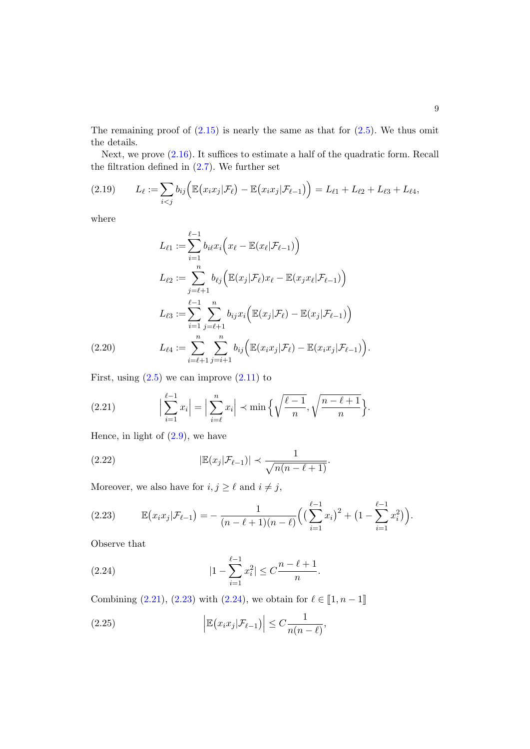The remaining proof of (2.15) is nearly the same as that for (2.5). We thus omit the details.

Next, we prove (2.16). It suffices to estimate a half of the quadratic form. Recall the filtration defined in (2.7). We further set

$$L_\ell := \sum_{i<j} b_{ij}\Big(\mathbb{E}\big(x_i x_j|\mathcal{F}_\ell\big) - \mathbb{E}\big(x_i x_j|\mathcal{F}_{\ell-1}\big)\Big) = L_{\ell 1} + L_{\ell 2} + L_{\ell 3} + L_{\ell 4}, \tag{2.19}$$

where

$$\begin{aligned}
L_{\ell 1} &:= \sum_{i=1}^{\ell-1} b_{i\ell} x_i \Big(x_\ell - \mathbb{E}(x_\ell|\mathcal{F}_{\ell-1})\Big) \\
L_{\ell 2} &:= \sum_{j=\ell+1}^{n} b_{\ell j} \Big(\mathbb{E}(x_j|\mathcal{F}_\ell) x_\ell - \mathbb{E}(x_j x_\ell|\mathcal{F}_{\ell-1})\Big) \\
L_{\ell 3} &:= \sum_{i=1}^{\ell-1} \sum_{j=\ell+1}^{n} b_{ij} x_i \Big(\mathbb{E}(x_j|\mathcal{F}_\ell) - \mathbb{E}(x_j|\mathcal{F}_{\ell-1})\Big) \\
L_{\ell 4} &:= \sum_{i=\ell+1}^{n} \sum_{j=i+1}^{n} b_{ij} \Big(\mathbb{E}(x_i x_j|\mathcal{F}_\ell) - \mathbb{E}(x_i x_j|\mathcal{F}_{\ell-1})\Big).
\end{aligned} \tag{2.20}$$

First, using (2.5) we can improve (2.11) to

$$\Big|\sum_{i=1}^{\ell-1} x_i\Big| = \Big|\sum_{i=\ell}^{n} x_i\Big| \prec \min\Big\{\sqrt{\frac{\ell-1}{n}}, \sqrt{\frac{n-\ell+1}{n}}\Big\}. \tag{2.21}$$

Hence, in light of (2.9), we have

$$|\mathbb{E}(x_j|\mathcal{F}_{\ell-1})| \prec \frac{1}{\sqrt{n(n-\ell+1)}}. \tag{2.22}$$

Moreover, we also have for $i, j \geq \ell$ and $i \neq j$,

$$\mathbb{E}\big(x_i x_j|\mathcal{F}_{\ell-1}\big) = -\frac{1}{(n-\ell+1)(n-\ell)}\Big(\big(\sum_{i=1}^{\ell-1} x_i\big)^2 + \big(1 - \sum_{i=1}^{\ell-1} x_i^2\big)\Big). \tag{2.23}$$

Observe that

$$|1 - \sum_{i=1}^{\ell-1} x_i^2| \leq C\frac{n-\ell+1}{n}. \tag{2.24}$$

Combining (2.21), (2.23) with (2.24), we obtain for $\ell \in [\![1, n-1]\!]$

$$\Big|\mathbb{E}\big(x_i x_j|\mathcal{F}_{\ell-1}\big)\Big| \leq C\frac{1}{n(n-\ell)}, \tag{2.25}$$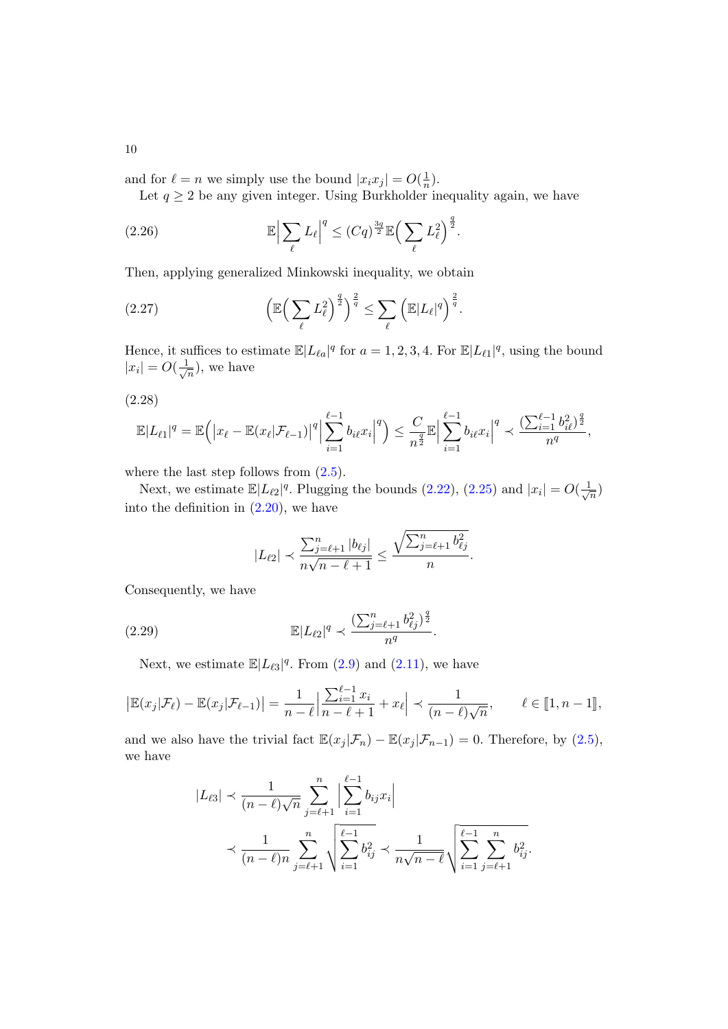and for $\ell = n$ we simply use the bound $|x_i x_j| = O(\frac{1}{n})$.

Let $q \geq 2$ be any given integer. Using Burkholder inequality again, we have

$$\mathbb{E}\Big|\sum_{\ell} L_\ell\Big|^q \leq (Cq)^{\frac{3q}{2}} \mathbb{E}\Big(\sum_{\ell} L_\ell^2\Big)^{\frac{q}{2}}. \tag{2.26}$$

Then, applying generalized Minkowski inequality, we obtain

$$\Big(\mathbb{E}\Big(\sum_{\ell} L_\ell^2\Big)^{\frac{q}{2}}\Big)^{\frac{2}{q}} \leq \sum_{\ell} \Big(\mathbb{E}|L_\ell|^q\Big)^{\frac{2}{q}}. \tag{2.27}$$

Hence, it suffices to estimate $\mathbb{E}|L_{\ell a}|^q$ for $a = 1, 2, 3, 4$. For $\mathbb{E}|L_{\ell 1}|^q$, using the bound $|x_i| = O(\frac{1}{\sqrt{n}})$, we have

$$\mathbb{E}|L_{\ell 1}|^q = \mathbb{E}\Big(\big|x_\ell - \mathbb{E}(x_\ell|\mathcal{F}_{\ell-1})\big|^q \Big|\sum_{i=1}^{\ell-1} b_{i\ell} x_i\Big|^q\Big) \leq \frac{C}{n^{\frac{q}{2}}} \mathbb{E}\Big|\sum_{i=1}^{\ell-1} b_{i\ell} x_i\Big|^q \prec \frac{(\sum_{i=1}^{\ell-1} b_{i\ell}^2)^{\frac{q}{2}}}{n^q}, \tag{2.28}$$

where the last step follows from (2.5).

Next, we estimate $\mathbb{E}|L_{\ell 2}|^q$. Plugging the bounds (2.22), (2.25) and $|x_i| = O(\frac{1}{\sqrt{n}})$ into the definition in (2.20), we have

$$|L_{\ell 2}| \prec \frac{\sum_{j=\ell+1}^{n} |b_{\ell j}|}{n\sqrt{n-\ell+1}} \leq \frac{\sqrt{\sum_{j=\ell+1}^{n} b_{\ell j}^2}}{n}.$$

Consequently, we have

$$\mathbb{E}|L_{\ell 2}|^q \prec \frac{(\sum_{j=\ell+1}^{n} b_{\ell j}^2)^{\frac{q}{2}}}{n^q}. \tag{2.29}$$

Next, we estimate $\mathbb{E}|L_{\ell 3}|^q$. From (2.9) and (2.11), we have

$$\big|\mathbb{E}(x_j|\mathcal{F}_\ell) - \mathbb{E}(x_j|\mathcal{F}_{\ell-1})\big| = \frac{1}{n-\ell}\Big|\frac{\sum_{i=1}^{\ell-1} x_i}{n-\ell+1} + x_\ell\Big| \prec \frac{1}{(n-\ell)\sqrt{n}}, \qquad \ell \in [\![1, n-1]\!],$$

and we also have the trivial fact $\mathbb{E}(x_j|\mathcal{F}_n) - \mathbb{E}(x_j|\mathcal{F}_{n-1}) = 0$. Therefore, by (2.5), we have

$$\begin{aligned}
|L_{\ell 3}| &\prec \frac{1}{(n-\ell)\sqrt{n}} \sum_{j=\ell+1}^{n} \Big|\sum_{i=1}^{\ell-1} b_{ij} x_i\Big| \\
&\prec \frac{1}{(n-\ell)n} \sum_{j=\ell+1}^{n} \sqrt{\sum_{i=1}^{\ell-1} b_{ij}^2} \prec \frac{1}{n\sqrt{n-\ell}} \sqrt{\sum_{i=1}^{\ell-1} \sum_{j=\ell+1}^{n} b_{ij}^2}.
\end{aligned}$$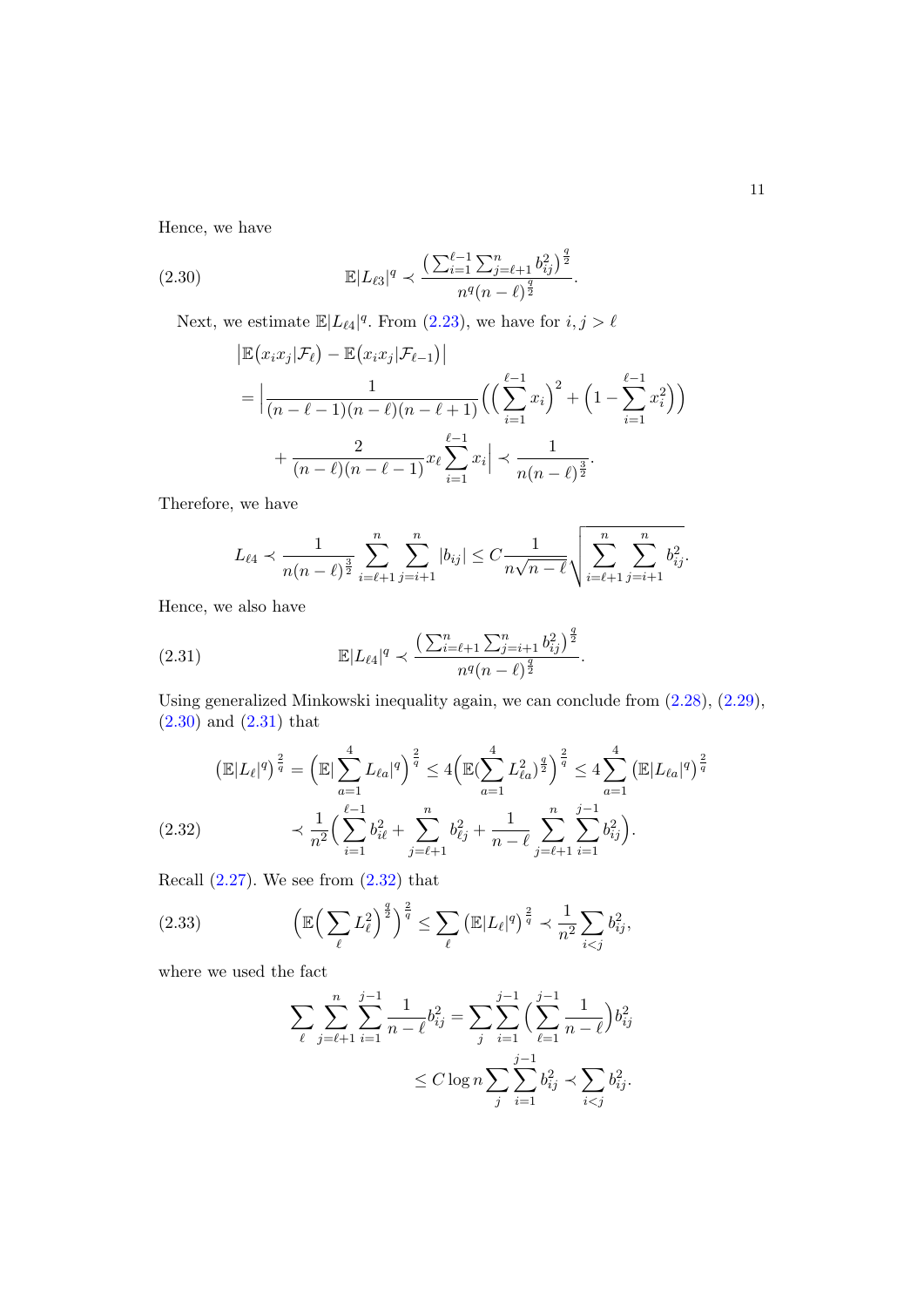Hence, we have

$$\mathbb{E}|L_{\ell 3}|^q \prec \frac{\left(\sum_{i=1}^{\ell-1}\sum_{j=\ell+1}^{n} b_{ij}^2\right)^{\frac{q}{2}}}{n^q(n-\ell)^{\frac{q}{2}}}. \tag{2.30}$$

Next, we estimate $\mathbb{E}|L_{\ell 4}|^q$. From (2.23), we have for $i,j > \ell$

$$\begin{aligned}
&\left|\mathbb{E}\big(x_i x_j|\mathcal{F}_\ell\big) - \mathbb{E}\big(x_i x_j|\mathcal{F}_{\ell-1}\big)\right| \\
&= \Big|\frac{1}{(n-\ell-1)(n-\ell)(n-\ell+1)}\Big(\Big(\sum_{i=1}^{\ell-1} x_i\Big)^2 + \Big(1 - \sum_{i=1}^{\ell-1} x_i^2\Big)\Big) \\
&\quad + \frac{2}{(n-\ell)(n-\ell-1)} x_\ell \sum_{i=1}^{\ell-1} x_i\Big| \prec \frac{1}{n(n-\ell)^{\frac{3}{2}}}.
\end{aligned}$$

Therefore, we have

$$L_{\ell 4} \prec \frac{1}{n(n-\ell)^{\frac{3}{2}}}\sum_{i=\ell+1}^{n}\sum_{j=i+1}^{n}|b_{ij}| \le C\frac{1}{n\sqrt{n-\ell}}\sqrt{\sum_{i=\ell+1}^{n}\sum_{j=i+1}^{n} b_{ij}^2}.$$

Hence, we also have

$$\mathbb{E}|L_{\ell 4}|^q \prec \frac{\left(\sum_{i=\ell+1}^{n}\sum_{j=i+1}^{n} b_{ij}^2\right)^{\frac{q}{2}}}{n^q(n-\ell)^{\frac{q}{2}}}. \tag{2.31}$$

Using generalized Minkowski inequality again, we can conclude from (2.28), (2.29), (2.30) and (2.31) that

$$\begin{aligned}
\left(\mathbb{E}|L_\ell|^q\right)^{\frac{2}{q}} &= \Big(\mathbb{E}\Big|\sum_{a=1}^{4} L_{\ell a}\Big|^q\Big)^{\frac{2}{q}} \le 4\Big(\mathbb{E}\big(\sum_{a=1}^{4} L_{\ell a}^2\big)^{\frac{q}{2}}\Big)^{\frac{2}{q}} \le 4\sum_{a=1}^{4}\left(\mathbb{E}|L_{\ell a}|^q\right)^{\frac{2}{q}} \\
&\prec \frac{1}{n^2}\Big(\sum_{i=1}^{\ell-1} b_{i\ell}^2 + \sum_{j=\ell+1}^{n} b_{\ell j}^2 + \frac{1}{n-\ell}\sum_{j=\ell+1}^{n}\sum_{i=1}^{j-1} b_{ij}^2\Big).
\end{aligned} \tag{2.32}$$

Recall (2.27). We see from (2.32) that

$$\Big(\mathbb{E}\Big(\sum_\ell L_\ell^2\Big)^{\frac{q}{2}}\Big)^{\frac{2}{q}} \le \sum_\ell \left(\mathbb{E}|L_\ell|^q\right)^{\frac{2}{q}} \prec \frac{1}{n^2}\sum_{i<j} b_{ij}^2, \tag{2.33}$$

where we used the fact

$$\begin{aligned}
\sum_\ell \sum_{j=\ell+1}^{n}\sum_{i=1}^{j-1}\frac{1}{n-\ell} b_{ij}^2 &= \sum_j \sum_{i=1}^{j-1}\Big(\sum_{\ell=1}^{j-1}\frac{1}{n-\ell}\Big) b_{ij}^2 \\
&\le C\log n \sum_j \sum_{i=1}^{j-1} b_{ij}^2 \prec \sum_{i<j} b_{ij}^2.
\end{aligned}$$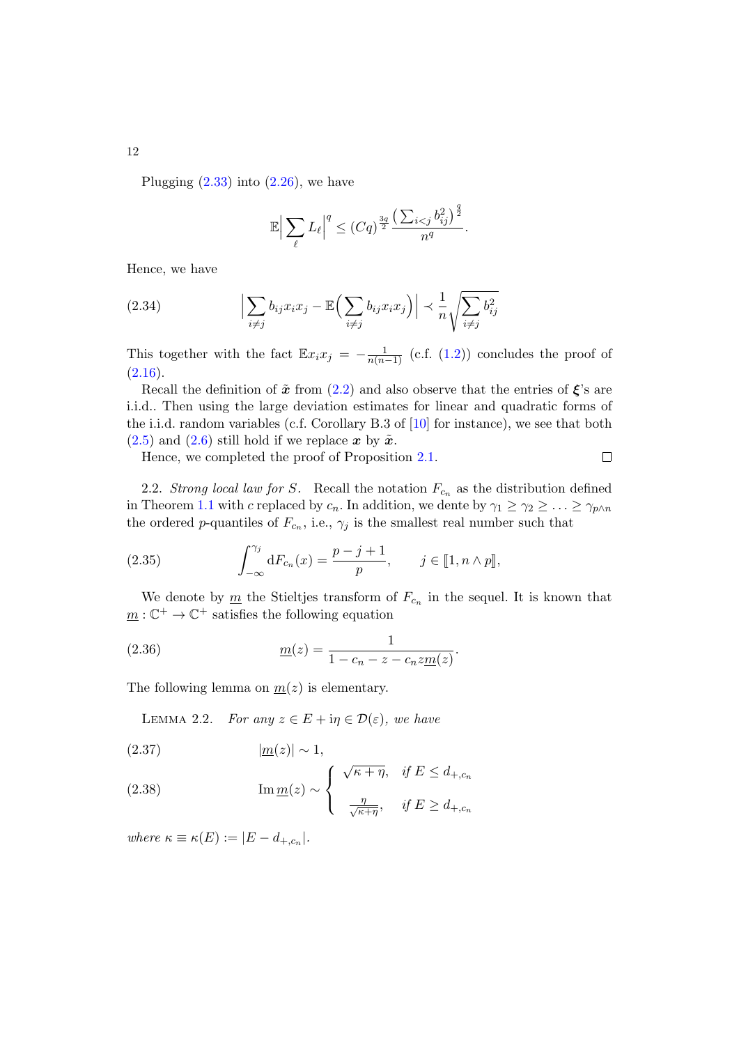Plugging (2.33) into (2.26), we have

$$\mathbb{E}\Big|\sum_{\ell} L_\ell\Big|^q \le (Cq)^{\frac{3q}{2}} \frac{\big(\sum_{i<j} b_{ij}^2\big)^{\frac{q}{2}}}{n^q}.$$

Hence, we have

$$\Big|\sum_{i\neq j} b_{ij}x_ix_j - \mathbb{E}\Big(\sum_{i\neq j} b_{ij}x_ix_j\Big)\Big| \prec \frac{1}{n}\sqrt{\sum_{i\neq j} b_{ij}^2} \tag{2.34}$$

This together with the fact $\mathbb{E}x_ix_j = -\frac{1}{n(n-1)}$ (c.f. (1.2)) concludes the proof of (2.16).

Recall the definition of $\tilde{\boldsymbol{x}}$ from (2.2) and also observe that the entries of $\boldsymbol{\xi}$'s are i.i.d.. Then using the large deviation estimates for linear and quadratic forms of the i.i.d. random variables (c.f. Corollary B.3 of [10] for instance), we see that both (2.5) and (2.6) still hold if we replace $\boldsymbol{x}$ by $\tilde{\boldsymbol{x}}$.

Hence, we completed the proof of Proposition 2.1. $\square$

2.2. *Strong local law for $S$.* Recall the notation $F_{c_n}$ as the distribution defined in Theorem 1.1 with $c$ replaced by $c_n$. In addition, we dente by $\gamma_1 \ge \gamma_2 \ge \ldots \ge \gamma_{p\wedge n}$ the ordered $p$-quantiles of $F_{c_n}$, i.e., $\gamma_j$ is the smallest real number such that

$$\int_{-\infty}^{\gamma_j} \mathrm{d}F_{c_n}(x) = \frac{p-j+1}{p}, \qquad j \in [\![1, n\wedge p]\!], \tag{2.35}$$

We denote by $\underline{m}$ the Stieltjes transform of $F_{c_n}$ in the sequel. It is known that $\underline{m}: \mathbb{C}^+ \to \mathbb{C}^+$ satisfies the following equation

$$\underline{m}(z) = \frac{1}{1 - c_n - z - c_n z\underline{m}(z)}. \tag{2.36}$$

The following lemma on $\underline{m}(z)$ is elementary.

LEMMA 2.2. *For any $z \in E + \mathrm{i}\eta \in \mathcal{D}(\varepsilon)$, we have*

$$|\underline{m}(z)| \sim 1, \tag{2.37}$$

$$\operatorname{Im}\underline{m}(z) \sim \begin{cases} \sqrt{\kappa+\eta}, & \text{if } E \le d_{+,c_n} \\ \frac{\eta}{\sqrt{\kappa+\eta}}, & \text{if } E \ge d_{+,c_n} \end{cases} \tag{2.38}$$

*where $\kappa \equiv \kappa(E) := |E - d_{+,c_n}|$.*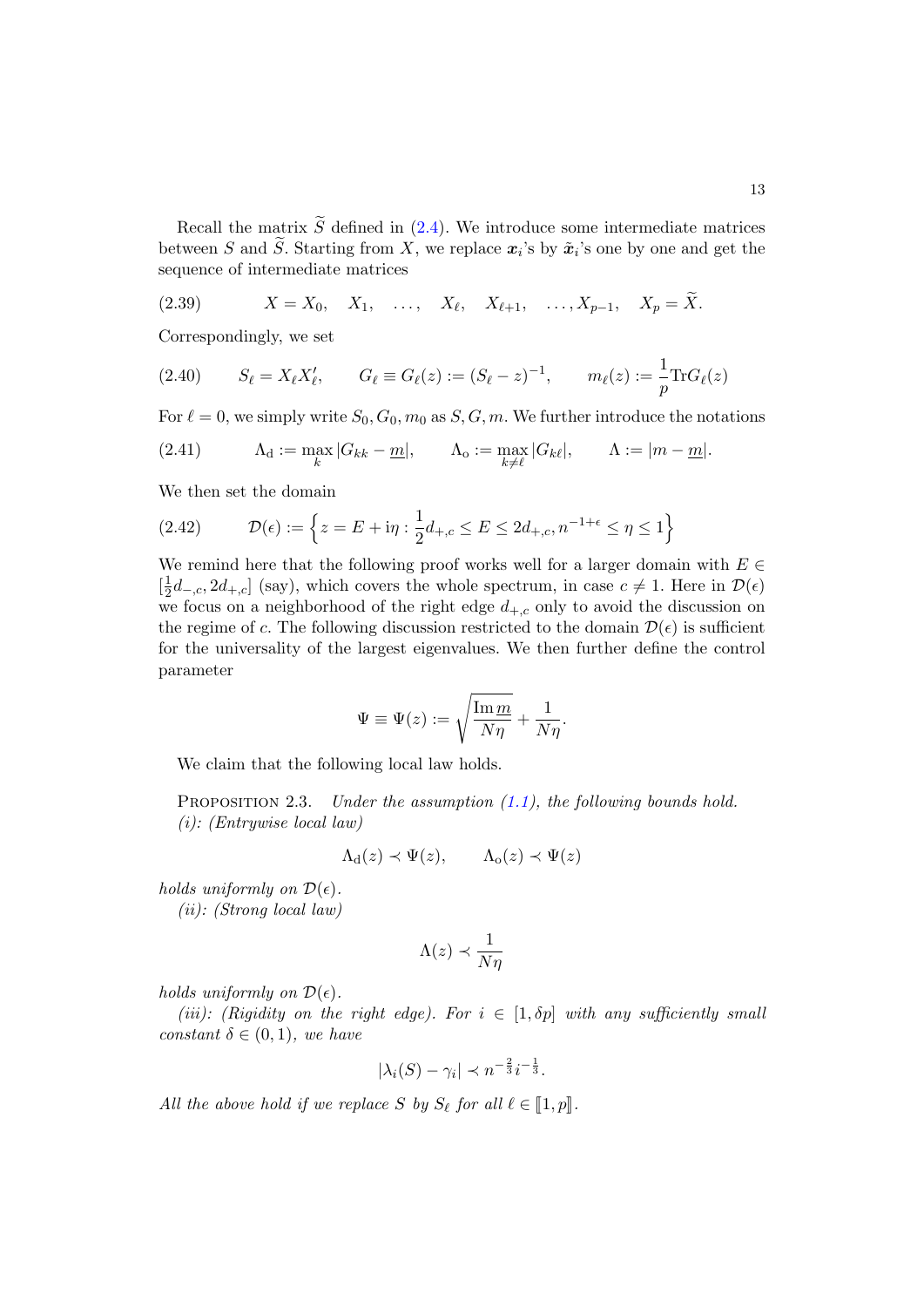Recall the matrix $\widetilde{S}$ defined in (2.4). We introduce some intermediate matrices between $S$ and $\widetilde{S}$. Starting from $X$, we replace $\boldsymbol{x}_i$'s by $\tilde{\boldsymbol{x}}_i$'s one by one and get the sequence of intermediate matrices

$$X = X_0, \quad X_1, \quad \ldots, \quad X_\ell, \quad X_{\ell+1}, \quad \ldots, X_{p-1}, \quad X_p = \widetilde{X}. \tag{2.39}$$

Correspondingly, we set

$$S_\ell = X_\ell X_\ell', \qquad G_\ell \equiv G_\ell(z) := (S_\ell - z)^{-1}, \qquad m_\ell(z) := \frac{1}{p}\mathrm{Tr}G_\ell(z) \tag{2.40}$$

For $\ell = 0$, we simply write $S_0, G_0, m_0$ as $S, G, m$. We further introduce the notations

$$\Lambda_{\mathrm{d}} := \max_k |G_{kk} - \underline{m}|, \qquad \Lambda_{\mathrm{o}} := \max_{k \neq \ell} |G_{k\ell}|, \qquad \Lambda := |m - \underline{m}|. \tag{2.41}$$

We then set the domain

$$\mathcal{D}(\epsilon) := \Big\{ z = E + \mathrm{i}\eta : \frac{1}{2}d_{+,c} \leq E \leq 2d_{+,c}, n^{-1+\epsilon} \leq \eta \leq 1 \Big\} \tag{2.42}$$

We remind here that the following proof works well for a larger domain with $E \in [\frac{1}{2}d_{-,c}, 2d_{+,c}]$ (say), which covers the whole spectrum, in case $c \neq 1$. Here in $\mathcal{D}(\epsilon)$ we focus on a neighborhood of the right edge $d_{+,c}$ only to avoid the discussion on the regime of $c$. The following discussion restricted to the domain $\mathcal{D}(\epsilon)$ is sufficient for the universality of the largest eigenvalues. We then further define the control parameter

$$\Psi \equiv \Psi(z) := \sqrt{\frac{\mathrm{Im}\, \underline{m}}{N\eta}} + \frac{1}{N\eta}.$$

We claim that the following local law holds.

Proposition 2.3. *Under the assumption (1.1), the following bounds hold.*
*(i): (Entrywise local law)*

$$\Lambda_{\mathrm{d}}(z) \prec \Psi(z), \qquad \Lambda_{\mathrm{o}}(z) \prec \Psi(z)$$

*holds uniformly on $\mathcal{D}(\epsilon)$.*
*(ii): (Strong local law)*

$$\Lambda(z) \prec \frac{1}{N\eta}$$

*holds uniformly on $\mathcal{D}(\epsilon)$.*
*(iii): (Rigidity on the right edge). For $i \in [1, \delta p]$ with any sufficiently small constant $\delta \in (0,1)$, we have*

$$|\lambda_i(S) - \gamma_i| \prec n^{-\frac{2}{3}} i^{-\frac{1}{3}}.$$

*All the above hold if we replace $S$ by $S_\ell$ for all $\ell \in [\![1, p]\!]$.*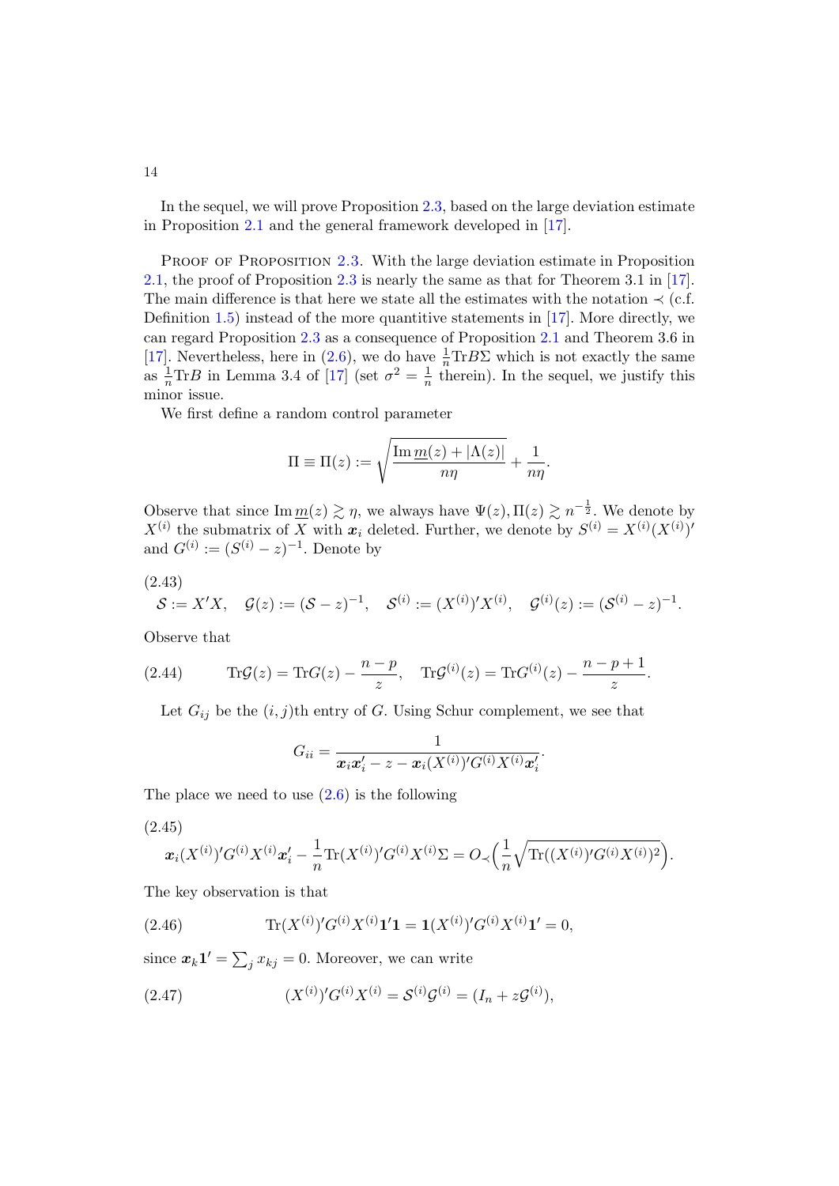In the sequel, we will prove Proposition 2.3, based on the large deviation estimate in Proposition 2.1 and the general framework developed in [17].

Proof of Proposition 2.3. With the large deviation estimate in Proposition 2.1, the proof of Proposition 2.3 is nearly the same as that for Theorem 3.1 in [17]. The main difference is that here we state all the estimates with the notation $\prec$ (c.f. Definition 1.5) instead of the more quantitive statements in [17]. More directly, we can regard Proposition 2.3 as a consequence of Proposition 2.1 and Theorem 3.6 in [17]. Nevertheless, here in (2.6), we do have $\frac{1}{n}\mathrm{Tr}B\Sigma$ which is not exactly the same as $\frac{1}{n}\mathrm{Tr}B$ in Lemma 3.4 of [17] (set $\sigma^2 = \frac{1}{n}$ therein). In the sequel, we justify this minor issue.

We first define a random control parameter

$$\Pi \equiv \Pi(z) := \sqrt{\frac{\mathrm{Im}\,\underline{m}(z) + |\Lambda(z)|}{n\eta}} + \frac{1}{n\eta}.$$

Observe that since $\mathrm{Im}\,\underline{m}(z) \gtrsim \eta$, we always have $\Psi(z), \Pi(z) \gtrsim n^{-\frac{1}{2}}$. We denote by $X^{(i)}$ the submatrix of $X$ with $\boldsymbol{x}_i$ deleted. Further, we denote by $S^{(i)} = X^{(i)}(X^{(i)})'$ and $G^{(i)} := (S^{(i)} - z)^{-1}$. Denote by

(2.43)
$$\mathcal{S} := X'X, \quad \mathcal{G}(z) := (\mathcal{S} - z)^{-1}, \quad \mathcal{S}^{(i)} := (X^{(i)})'X^{(i)}, \quad \mathcal{G}^{(i)}(z) := (\mathcal{S}^{(i)} - z)^{-1}.$$

Observe that

$$\mathrm{Tr}\mathcal{G}(z) = \mathrm{Tr}G(z) - \frac{n-p}{z}, \quad \mathrm{Tr}\mathcal{G}^{(i)}(z) = \mathrm{Tr}G^{(i)}(z) - \frac{n-p+1}{z}. \tag{2.44}$$

Let $G_{ij}$ be the $(i,j)$th entry of $G$. Using Schur complement, we see that

$$G_{ii} = \frac{1}{\boldsymbol{x}_i\boldsymbol{x}_i' - z - \boldsymbol{x}_i(X^{(i)})'G^{(i)}X^{(i)}\boldsymbol{x}_i'}.$$

The place we need to use (2.6) is the following

(2.45)
$$\boldsymbol{x}_i(X^{(i)})'G^{(i)}X^{(i)}\boldsymbol{x}_i' - \frac{1}{n}\mathrm{Tr}(X^{(i)})'G^{(i)}X^{(i)}\Sigma = O_\prec\Big(\frac{1}{n}\sqrt{\mathrm{Tr}((X^{(i)})'G^{(i)}X^{(i)})^2}\Big).$$

The key observation is that

$$\mathrm{Tr}(X^{(i)})'G^{(i)}X^{(i)}\mathbf{1}'\mathbf{1} = \mathbf{1}(X^{(i)})'G^{(i)}X^{(i)}\mathbf{1}' = 0, \tag{2.46}$$

since $\boldsymbol{x}_k\mathbf{1}' = \sum_j x_{kj} = 0$. Moreover, we can write

$$(X^{(i)})'G^{(i)}X^{(i)} = \mathcal{S}^{(i)}\mathcal{G}^{(i)} = (I_n + z\mathcal{G}^{(i)}), \tag{2.47}$$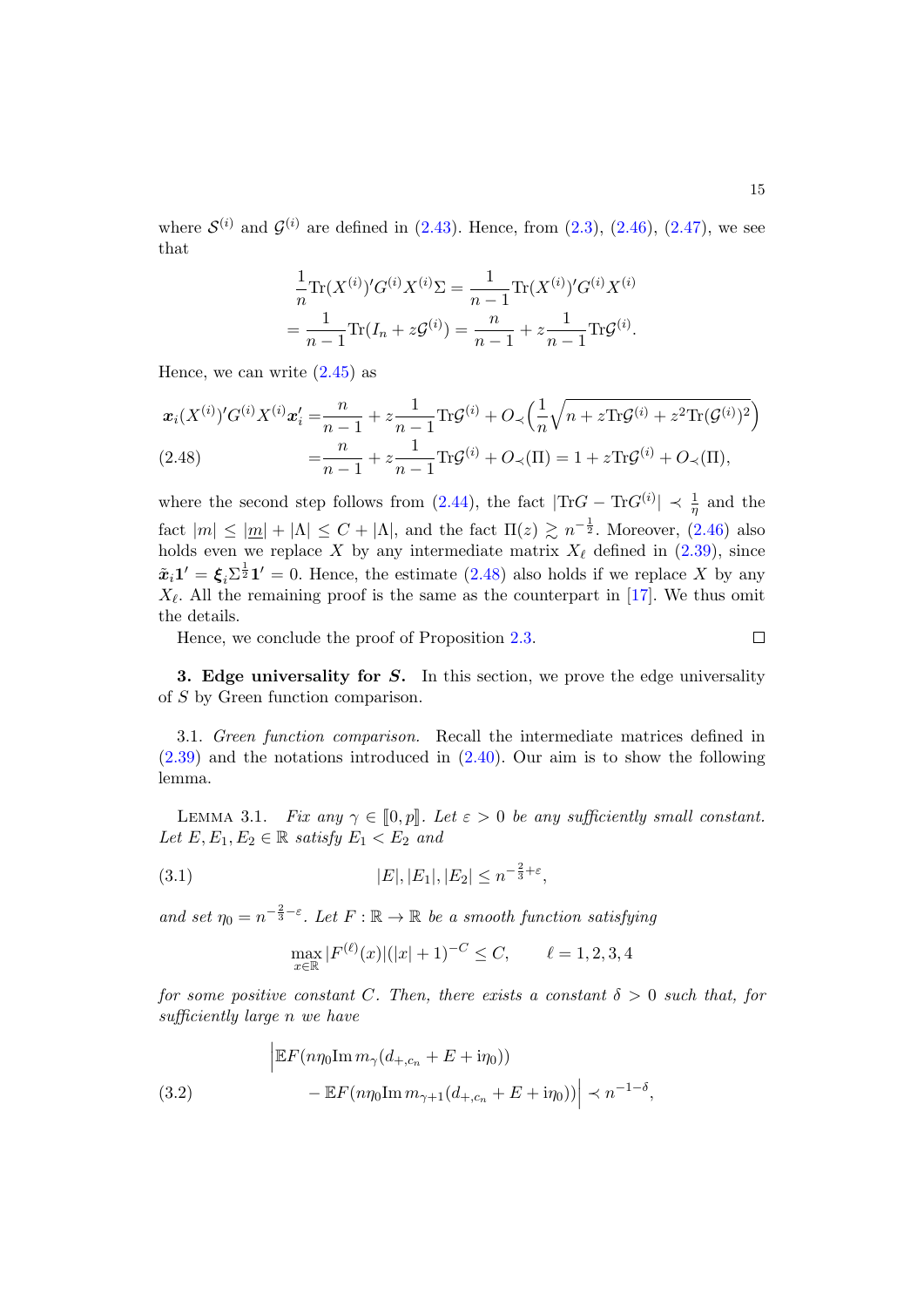where $\mathcal{S}^{(i)}$ and $\mathcal{G}^{(i)}$ are defined in (2.43). Hence, from (2.3), (2.46), (2.47), we see that

$$
\begin{aligned}
&\frac{1}{n}\mathrm{Tr}(X^{(i)})'G^{(i)}X^{(i)}\Sigma = \frac{1}{n-1}\mathrm{Tr}(X^{(i)})'G^{(i)}X^{(i)} \\
&= \frac{1}{n-1}\mathrm{Tr}(I_n + z\mathcal{G}^{(i)}) = \frac{n}{n-1} + z\frac{1}{n-1}\mathrm{Tr}\mathcal{G}^{(i)}.
\end{aligned}
$$

Hence, we can write (2.45) as

$$
\begin{aligned}
\boldsymbol{x}_i(X^{(i)})'G^{(i)}X^{(i)}\boldsymbol{x}_i' &= \frac{n}{n-1} + z\frac{1}{n-1}\mathrm{Tr}\mathcal{G}^{(i)} + O_\prec\Big(\frac{1}{n}\sqrt{n + z\mathrm{Tr}\mathcal{G}^{(i)} + z^2\mathrm{Tr}(\mathcal{G}^{(i)})^2}\Big) \\
&= \frac{n}{n-1} + z\frac{1}{n-1}\mathrm{Tr}\mathcal{G}^{(i)} + O_\prec(\Pi) = 1 + z\mathrm{Tr}\mathcal{G}^{(i)} + O_\prec(\Pi),
\end{aligned}
\tag{2.48}
$$

where the second step follows from (2.44), the fact $|\mathrm{Tr}G - \mathrm{Tr}G^{(i)}| \prec \frac{1}{\eta}$ and the fact $|m| \leq |\underline{m}| + |\Lambda| \leq C + |\Lambda|$, and the fact $\Pi(z) \gtrsim n^{-\frac{1}{2}}$. Moreover, (2.46) also holds even we replace $X$ by any intermediate matrix $X_\ell$ defined in (2.39), since $\tilde{\boldsymbol{x}}_i\mathbf{1}' = \boldsymbol{\xi}_i\Sigma^{\frac{1}{2}}\mathbf{1}' = 0$. Hence, the estimate (2.48) also holds if we replace $X$ by any $X_\ell$. All the remaining proof is the same as the counterpart in [17]. We thus omit the details.

Hence, we conclude the proof of Proposition 2.3. □

**3. Edge universality for $S$.** In this section, we prove the edge universality of $S$ by Green function comparison.

3.1. *Green function comparison.* Recall the intermediate matrices defined in (2.39) and the notations introduced in (2.40). Our aim is to show the following lemma.

LEMMA 3.1. *Fix any $\gamma \in [\![0, p]\!]$. Let $\varepsilon > 0$ be any sufficiently small constant. Let $E, E_1, E_2 \in \mathbb{R}$ satisfy $E_1 < E_2$ and*

$$
|E|, |E_1|, |E_2| \leq n^{-\frac{2}{3}+\varepsilon}, \tag{3.1}
$$

*and set $\eta_0 = n^{-\frac{2}{3}-\varepsilon}$. Let $F: \mathbb{R} \to \mathbb{R}$ be a smooth function satisfying*

$$
\max_{x\in\mathbb{R}} |F^{(\ell)}(x)|(|x|+1)^{-C} \leq C, \qquad \ell = 1, 2, 3, 4
$$

*for some positive constant $C$. Then, there exists a constant $\delta > 0$ such that, for sufficiently large $n$ we have*

$$
\begin{aligned}
\Big|&\mathbb{E}F(n\eta_0 \mathrm{Im}\, m_\gamma(d_{+,c_n} + E + \mathrm{i}\eta_0)) \\
&- \mathbb{E}F(n\eta_0 \mathrm{Im}\, m_{\gamma+1}(d_{+,c_n} + E + \mathrm{i}\eta_0))\Big| \prec n^{-1-\delta},
\end{aligned}
\tag{3.2}
$$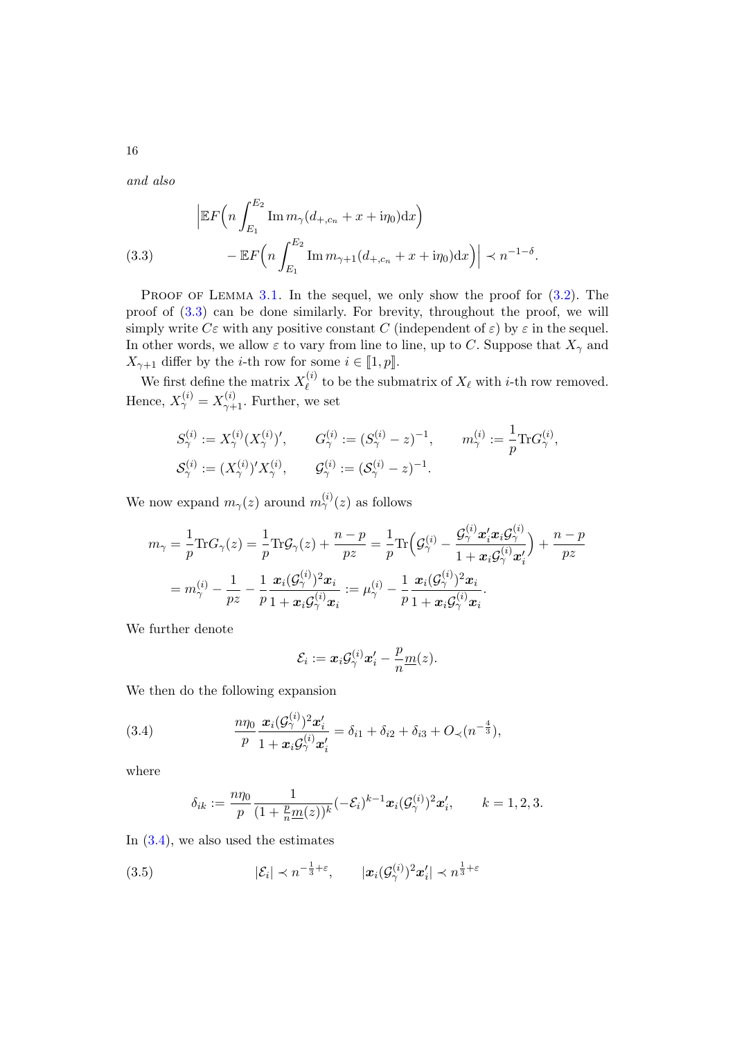*and also*

$$
\begin{aligned}
&\Big|\mathbb{E}F\Big(n\int_{E_1}^{E_2}\operatorname{Im} m_\gamma(d_{+,c_n}+x+\mathrm{i}\eta_0)\mathrm{d}x\Big) \\
&\qquad -\mathbb{E}F\Big(n\int_{E_1}^{E_2}\operatorname{Im} m_{\gamma+1}(d_{+,c_n}+x+\mathrm{i}\eta_0)\mathrm{d}x\Big)\Big| \prec n^{-1-\delta}.
\end{aligned} \tag{3.3}
$$

PROOF OF LEMMA 3.1. In the sequel, we only show the proof for (3.2). The proof of (3.3) can be done similarly. For brevity, throughout the proof, we will simply write $C\varepsilon$ with any positive constant $C$ (independent of $\varepsilon$) by $\varepsilon$ in the sequel. In other words, we allow $\varepsilon$ to vary from line to line, up to $C$. Suppose that $X_\gamma$ and $X_{\gamma+1}$ differ by the $i$-th row for some $i \in [\![1,p]\!]$.

We first define the matrix $X_\ell^{(i)}$ to be the submatrix of $X_\ell$ with $i$-th row removed. Hence, $X_\gamma^{(i)} = X_{\gamma+1}^{(i)}$. Further, we set

$$
\begin{aligned}
S_\gamma^{(i)} &:= X_\gamma^{(i)}(X_\gamma^{(i)})', \qquad G_\gamma^{(i)} := (S_\gamma^{(i)}-z)^{-1}, \qquad m_\gamma^{(i)} := \frac{1}{p}\mathrm{Tr}G_\gamma^{(i)},\\
\mathcal{S}_\gamma^{(i)} &:= (X_\gamma^{(i)})'X_\gamma^{(i)}, \qquad \mathcal{G}_\gamma^{(i)} := (\mathcal{S}_\gamma^{(i)}-z)^{-1}.
\end{aligned}
$$

We now expand $m_\gamma(z)$ around $m_\gamma^{(i)}(z)$ as follows

$$
\begin{aligned}
m_\gamma &= \frac{1}{p}\mathrm{Tr}G_\gamma(z) = \frac{1}{p}\mathrm{Tr}\mathcal{G}_\gamma(z) + \frac{n-p}{pz} = \frac{1}{p}\mathrm{Tr}\Big(\mathcal{G}_\gamma^{(i)} - \frac{\mathcal{G}_\gamma^{(i)}\boldsymbol{x}_i'\boldsymbol{x}_i\mathcal{G}_\gamma^{(i)}}{1+\boldsymbol{x}_i\mathcal{G}_\gamma^{(i)}\boldsymbol{x}_i'}\Big) + \frac{n-p}{pz}\\
&= m_\gamma^{(i)} - \frac{1}{pz} - \frac{1}{p}\frac{\boldsymbol{x}_i(\mathcal{G}_\gamma^{(i)})^2\boldsymbol{x}_i}{1+\boldsymbol{x}_i\mathcal{G}_\gamma^{(i)}\boldsymbol{x}_i} := \mu_\gamma^{(i)} - \frac{1}{p}\frac{\boldsymbol{x}_i(\mathcal{G}_\gamma^{(i)})^2\boldsymbol{x}_i}{1+\boldsymbol{x}_i\mathcal{G}_\gamma^{(i)}\boldsymbol{x}_i}.
\end{aligned}
$$

We further denote

$$
\mathcal{E}_i := \boldsymbol{x}_i\mathcal{G}_\gamma^{(i)}\boldsymbol{x}_i' - \frac{p}{n}\underline{m}(z).
$$

We then do the following expansion

$$
\frac{n\eta_0}{p}\frac{\boldsymbol{x}_i(\mathcal{G}_\gamma^{(i)})^2\boldsymbol{x}_i'}{1+\boldsymbol{x}_i\mathcal{G}_\gamma^{(i)}\boldsymbol{x}_i'} = \delta_{i1}+\delta_{i2}+\delta_{i3}+O_\prec(n^{-\frac{4}{3}}), \tag{3.4}
$$

where

$$
\delta_{ik} := \frac{n\eta_0}{p}\frac{1}{(1+\frac{p}{n}\underline{m}(z))^k}(-\mathcal{E}_i)^{k-1}\boldsymbol{x}_i(\mathcal{G}_\gamma^{(i)})^2\boldsymbol{x}_i', \qquad k=1,2,3.
$$

In (3.4), we also used the estimates

$$
|\mathcal{E}_i| \prec n^{-\frac{1}{3}+\varepsilon}, \qquad |\boldsymbol{x}_i(\mathcal{G}_\gamma^{(i)})^2\boldsymbol{x}_i'| \prec n^{\frac{1}{3}+\varepsilon} \tag{3.5}
$$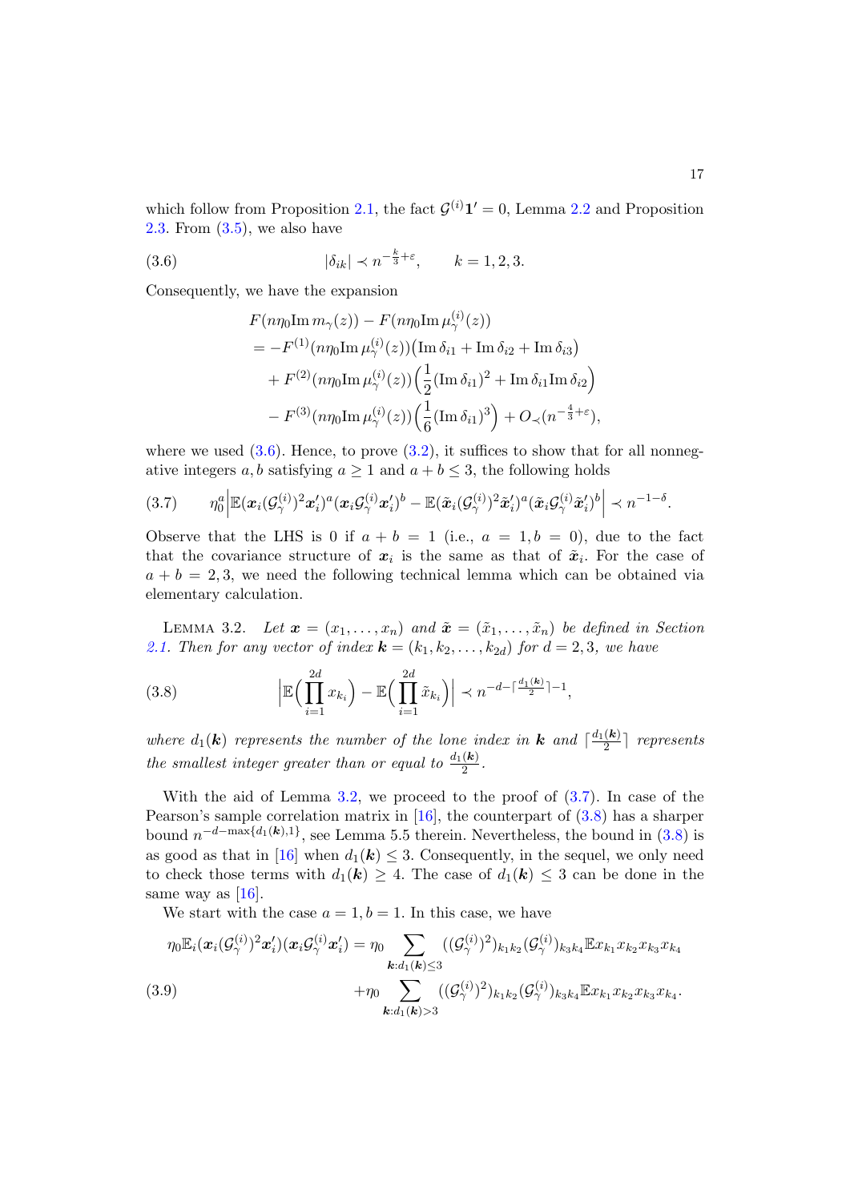which follow from Proposition 2.1, the fact $\mathcal{G}^{(i)}\mathbf{1}' = 0$, Lemma 2.2 and Proposition 2.3. From (3.5), we also have

$$|\delta_{ik}| \prec n^{-\frac{k}{3}+\varepsilon}, \qquad k = 1, 2, 3. \tag{3.6}$$

Consequently, we have the expansion

$$\begin{aligned}
&F(n\eta_0 \mathrm{Im}\, m_\gamma(z)) - F(n\eta_0 \mathrm{Im}\, \mu_\gamma^{(i)}(z)) \\
&= -F^{(1)}(n\eta_0 \mathrm{Im}\, \mu_\gamma^{(i)}(z))\big(\mathrm{Im}\, \delta_{i1} + \mathrm{Im}\, \delta_{i2} + \mathrm{Im}\, \delta_{i3}\big) \\
&\quad + F^{(2)}(n\eta_0 \mathrm{Im}\, \mu_\gamma^{(i)}(z))\Big(\frac{1}{2}(\mathrm{Im}\, \delta_{i1})^2 + \mathrm{Im}\, \delta_{i1} \mathrm{Im}\, \delta_{i2}\Big) \\
&\quad - F^{(3)}(n\eta_0 \mathrm{Im}\, \mu_\gamma^{(i)}(z))\Big(\frac{1}{6}(\mathrm{Im}\, \delta_{i1})^3\Big) + O_\prec(n^{-\frac{4}{3}+\varepsilon}),
\end{aligned}$$

where we used (3.6). Hence, to prove (3.2), it suffices to show that for all nonnegative integers $a, b$ satisfying $a \geq 1$ and $a + b \leq 3$, the following holds

$$\eta_0^a \Big| \mathbb{E}(\boldsymbol{x}_i (\mathcal{G}_\gamma^{(i)})^2 \boldsymbol{x}_i')^a (\boldsymbol{x}_i \mathcal{G}_\gamma^{(i)} \boldsymbol{x}_i')^b - \mathbb{E}(\tilde{\boldsymbol{x}}_i (\mathcal{G}_\gamma^{(i)})^2 \tilde{\boldsymbol{x}}_i')^a (\tilde{\boldsymbol{x}}_i \mathcal{G}_\gamma^{(i)} \tilde{\boldsymbol{x}}_i')^b \Big| \prec n^{-1-\delta}. \tag{3.7}$$

Observe that the LHS is 0 if $a + b = 1$ (i.e., $a = 1, b = 0$), due to the fact that the covariance structure of $\boldsymbol{x}_i$ is the same as that of $\tilde{\boldsymbol{x}}_i$. For the case of $a + b = 2, 3$, we need the following technical lemma which can be obtained via elementary calculation.

Lemma 3.2. *Let $\boldsymbol{x} = (x_1, \ldots, x_n)$ and $\tilde{\boldsymbol{x}} = (\tilde{x}_1, \ldots, \tilde{x}_n)$ be defined in Section 2.1. Then for any vector of index $\boldsymbol{k} = (k_1, k_2, \ldots, k_{2d})$ for $d = 2, 3$, we have*

$$\Big| \mathbb{E}\Big(\prod_{i=1}^{2d} x_{k_i}\Big) - \mathbb{E}\Big(\prod_{i=1}^{2d} \tilde{x}_{k_i}\Big) \Big| \prec n^{-d - \lceil \frac{d_1(\boldsymbol{k})}{2} \rceil - 1}, \tag{3.8}$$

*where $d_1(\boldsymbol{k})$ represents the number of the lone index in $\boldsymbol{k}$ and $\lceil \frac{d_1(\boldsymbol{k})}{2} \rceil$ represents the smallest integer greater than or equal to $\frac{d_1(\boldsymbol{k})}{2}$.*

With the aid of Lemma 3.2, we proceed to the proof of (3.7). In case of the Pearson's sample correlation matrix in [16], the counterpart of (3.8) has a sharper bound $n^{-d-\max\{d_1(\boldsymbol{k}),1\}}$, see Lemma 5.5 therein. Nevertheless, the bound in (3.8) is as good as that in [16] when $d_1(\boldsymbol{k}) \leq 3$. Consequently, in the sequel, we only need to check those terms with $d_1(\boldsymbol{k}) \geq 4$. The case of $d_1(\boldsymbol{k}) \leq 3$ can be done in the same way as [16].

We start with the case $a = 1, b = 1$. In this case, we have

$$\begin{aligned}
\eta_0 \mathbb{E}_i(\boldsymbol{x}_i (\mathcal{G}_\gamma^{(i)})^2 \boldsymbol{x}_i')(\boldsymbol{x}_i \mathcal{G}_\gamma^{(i)} \boldsymbol{x}_i') &= \eta_0 \sum_{\boldsymbol{k}: d_1(\boldsymbol{k}) \leq 3} ((\mathcal{G}_\gamma^{(i)})^2)_{k_1 k_2} (\mathcal{G}_\gamma^{(i)})_{k_3 k_4} \mathbb{E} x_{k_1} x_{k_2} x_{k_3} x_{k_4} \\
&\quad + \eta_0 \sum_{\boldsymbol{k}: d_1(\boldsymbol{k}) > 3} ((\mathcal{G}_\gamma^{(i)})^2)_{k_1 k_2} (\mathcal{G}_\gamma^{(i)})_{k_3 k_4} \mathbb{E} x_{k_1} x_{k_2} x_{k_3} x_{k_4}.
\end{aligned} \tag{3.9}$$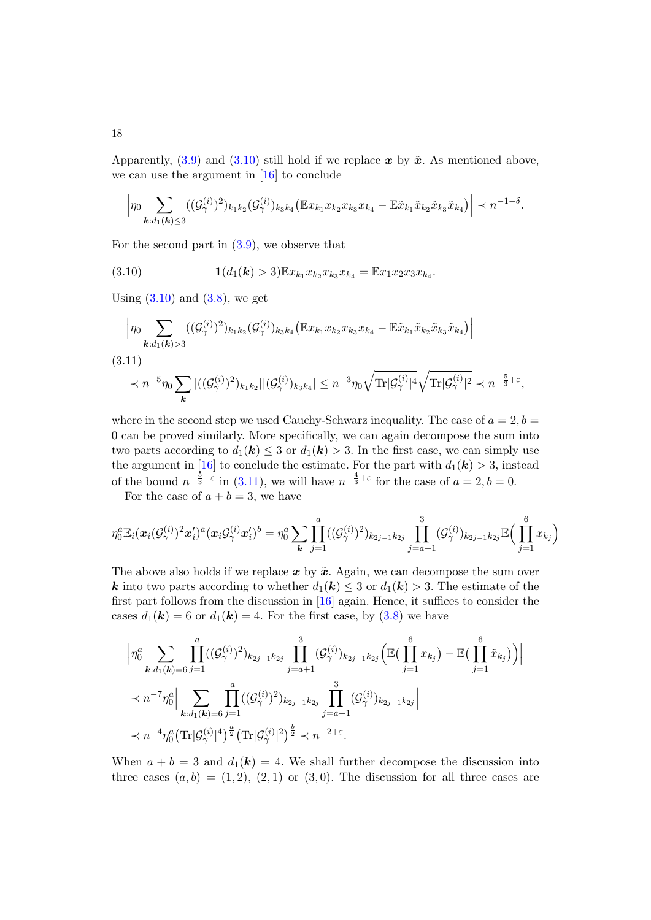Apparently, (3.9) and (3.10) still hold if we replace $\boldsymbol{x}$ by $\tilde{\boldsymbol{x}}$. As mentioned above, we can use the argument in [16] to conclude

$$\Big|\eta_0 \sum_{\boldsymbol{k}:d_1(\boldsymbol{k})\leq 3} ((\mathcal{G}_\gamma^{(i)})^2)_{k_1k_2}(\mathcal{G}_\gamma^{(i)})_{k_3k_4}\big(\mathbb{E}x_{k_1}x_{k_2}x_{k_3}x_{k_4} - \mathbb{E}\tilde{x}_{k_1}\tilde{x}_{k_2}\tilde{x}_{k_3}\tilde{x}_{k_4}\big)\Big| \prec n^{-1-\delta}.$$

For the second part in (3.9), we observe that

$$\mathbf{1}(d_1(\boldsymbol{k}) > 3)\mathbb{E}x_{k_1}x_{k_2}x_{k_3}x_{k_4} = \mathbb{E}x_1x_2x_3x_{k_4}. \tag{3.10}$$

Using (3.10) and (3.8), we get

$$\Big|\eta_0 \sum_{\boldsymbol{k}:d_1(\boldsymbol{k})>3} ((\mathcal{G}_\gamma^{(i)})^2)_{k_1k_2}(\mathcal{G}_\gamma^{(i)})_{k_3k_4}\big(\mathbb{E}x_{k_1}x_{k_2}x_{k_3}x_{k_4} - \mathbb{E}\tilde{x}_{k_1}\tilde{x}_{k_2}\tilde{x}_{k_3}\tilde{x}_{k_4}\big)\Big|$$

$$\prec n^{-5}\eta_0 \sum_{\boldsymbol{k}} |((\mathcal{G}_\gamma^{(i)})^2)_{k_1k_2}||(\mathcal{G}_\gamma^{(i)})_{k_3k_4}| \leq n^{-3}\eta_0\sqrt{\mathrm{Tr}|\mathcal{G}_\gamma^{(i)}|^4}\sqrt{\mathrm{Tr}|\mathcal{G}_\gamma^{(i)}|^2} \prec n^{-\frac{5}{3}+\varepsilon}, \tag{3.11}$$

where in the second step we used Cauchy-Schwarz inequality. The case of $a = 2, b = 0$ can be proved similarly. More specifically, we can again decompose the sum into two parts according to $d_1(\boldsymbol{k}) \leq 3$ or $d_1(\boldsymbol{k}) > 3$. In the first case, we can simply use the argument in [16] to conclude the estimate. For the part with $d_1(\boldsymbol{k}) > 3$, instead of the bound $n^{-\frac{5}{3}+\varepsilon}$ in (3.11), we will have $n^{-\frac{4}{3}+\varepsilon}$ for the case of $a = 2, b = 0$.

For the case of $a + b = 3$, we have

$$\eta_0^a\mathbb{E}_i(\boldsymbol{x}_i(\mathcal{G}_\gamma^{(i)})^2\boldsymbol{x}_i')^a(\boldsymbol{x}_i\mathcal{G}_\gamma^{(i)}\boldsymbol{x}_i')^b = \eta_0^a\sum_{\boldsymbol{k}}\prod_{j=1}^a((\mathcal{G}_\gamma^{(i)})^2)_{k_{2j-1}k_{2j}}\prod_{j=a+1}^3(\mathcal{G}_\gamma^{(i)})_{k_{2j-1}k_{2j}}\mathbb{E}\Big(\prod_{j=1}^6 x_{k_j}\Big)$$

The above also holds if we replace $\boldsymbol{x}$ by $\tilde{\boldsymbol{x}}$. Again, we can decompose the sum over $\boldsymbol{k}$ into two parts according to whether $d_1(\boldsymbol{k}) \leq 3$ or $d_1(\boldsymbol{k}) > 3$. The estimate of the first part follows from the discussion in [16] again. Hence, it suffices to consider the cases $d_1(\boldsymbol{k}) = 6$ or $d_1(\boldsymbol{k}) = 4$. For the first case, by (3.8) we have

$$\Big|\eta_0^a \sum_{\boldsymbol{k}:d_1(\boldsymbol{k})=6}\prod_{j=1}^a((\mathcal{G}_\gamma^{(i)})^2)_{k_{2j-1}k_{2j}}\prod_{j=a+1}^3(\mathcal{G}_\gamma^{(i)})_{k_{2j-1}k_{2j}}\Big(\mathbb{E}\big(\prod_{j=1}^6 x_{k_j}\big) - \mathbb{E}\big(\prod_{j=1}^6 \tilde{x}_{k_j}\big)\Big)\Big|$$

$$\prec n^{-7}\eta_0^a\Big|\sum_{\boldsymbol{k}:d_1(\boldsymbol{k})=6}\prod_{j=1}^a((\mathcal{G}_\gamma^{(i)})^2)_{k_{2j-1}k_{2j}}\prod_{j=a+1}^3(\mathcal{G}_\gamma^{(i)})_{k_{2j-1}k_{2j}}\Big|$$

$$\prec n^{-4}\eta_0^a\big(\mathrm{Tr}|\mathcal{G}_\gamma^{(i)}|^4\big)^{\frac{a}{2}}\big(\mathrm{Tr}|\mathcal{G}_\gamma^{(i)}|^2\big)^{\frac{b}{2}} \prec n^{-2+\varepsilon}.$$

When $a + b = 3$ and $d_1(\boldsymbol{k}) = 4$. We shall further decompose the discussion into three cases $(a, b) = (1, 2)$, $(2, 1)$ or $(3, 0)$. The discussion for all three cases are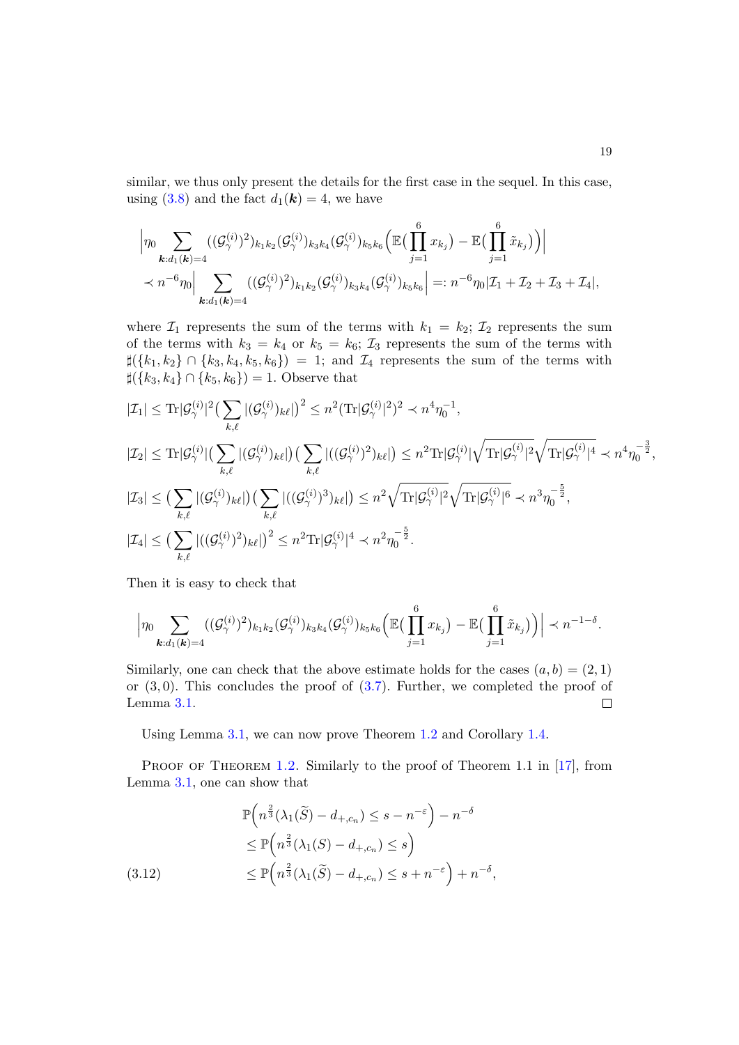similar, we thus only present the details for the first case in the sequel. In this case, using (3.8) and the fact $d_1(\boldsymbol{k}) = 4$, we have

$$
\begin{aligned}
&\Big|\eta_0 \sum_{\boldsymbol{k}:d_1(\boldsymbol{k})=4} ((\mathcal{G}_\gamma^{(i)})^2)_{k_1k_2}(\mathcal{G}_\gamma^{(i)})_{k_3k_4}(\mathcal{G}_\gamma^{(i)})_{k_5k_6}\Big(\mathbb{E}\big(\prod_{j=1}^{6} x_{k_j}\big) - \mathbb{E}\big(\prod_{j=1}^{6} \tilde{x}_{k_j}\big)\Big)\Big| \\
&\prec n^{-6}\eta_0 \Big|\sum_{\boldsymbol{k}:d_1(\boldsymbol{k})=4} ((\mathcal{G}_\gamma^{(i)})^2)_{k_1k_2}(\mathcal{G}_\gamma^{(i)})_{k_3k_4}(\mathcal{G}_\gamma^{(i)})_{k_5k_6}\Big| =: n^{-6}\eta_0|\mathcal{I}_1+\mathcal{I}_2+\mathcal{I}_3+\mathcal{I}_4|,
\end{aligned}
$$

where $\mathcal{I}_1$ represents the sum of the terms with $k_1 = k_2$; $\mathcal{I}_2$ represents the sum of the terms with $k_3 = k_4$ or $k_5 = k_6$; $\mathcal{I}_3$ represents the sum of the terms with $\sharp(\{k_1,k_2\}\cap\{k_3,k_4,k_5,k_6\}) = 1$; and $\mathcal{I}_4$ represents the sum of the terms with $\sharp(\{k_3,k_4\}\cap\{k_5,k_6\}) = 1$. Observe that

$$
\begin{aligned}
|\mathcal{I}_1| &\le \mathrm{Tr}|\mathcal{G}_\gamma^{(i)}|^2\big(\sum_{k,\ell}|(\mathcal{G}_\gamma^{(i)})_{k\ell}|\big)^2 \le n^2(\mathrm{Tr}|\mathcal{G}_\gamma^{(i)}|^2)^2 \prec n^4\eta_0^{-1}, \\
|\mathcal{I}_2| &\le \mathrm{Tr}|\mathcal{G}_\gamma^{(i)}|\big(\sum_{k,\ell}|(\mathcal{G}_\gamma^{(i)})_{k\ell}|\big)\big(\sum_{k,\ell}|((\mathcal{G}_\gamma^{(i)})^2)_{k\ell}|\big) \le n^2\mathrm{Tr}|\mathcal{G}_\gamma^{(i)}|\sqrt{\mathrm{Tr}|\mathcal{G}_\gamma^{(i)}|^2}\sqrt{\mathrm{Tr}|\mathcal{G}_\gamma^{(i)}|^4} \prec n^4\eta_0^{-\frac{3}{2}}, \\
|\mathcal{I}_3| &\le \big(\sum_{k,\ell}|(\mathcal{G}_\gamma^{(i)})_{k\ell}|\big)\big(\sum_{k,\ell}|((\mathcal{G}_\gamma^{(i)})^3)_{k\ell}|\big) \le n^2\sqrt{\mathrm{Tr}|\mathcal{G}_\gamma^{(i)}|^2}\sqrt{\mathrm{Tr}|\mathcal{G}_\gamma^{(i)}|^6} \prec n^3\eta_0^{-\frac{5}{2}}, \\
|\mathcal{I}_4| &\le \big(\sum_{k,\ell}|((\mathcal{G}_\gamma^{(i)})^2)_{k\ell}|\big)^2 \le n^2\mathrm{Tr}|\mathcal{G}_\gamma^{(i)}|^4 \prec n^2\eta_0^{-\frac{5}{2}}.
\end{aligned}
$$

Then it is easy to check that

$$
\Big|\eta_0 \sum_{\boldsymbol{k}:d_1(\boldsymbol{k})=4} ((\mathcal{G}_\gamma^{(i)})^2)_{k_1k_2}(\mathcal{G}_\gamma^{(i)})_{k_3k_4}(\mathcal{G}_\gamma^{(i)})_{k_5k_6}\Big(\mathbb{E}\big(\prod_{j=1}^{6} x_{k_j}\big) - \mathbb{E}\big(\prod_{j=1}^{6} \tilde{x}_{k_j}\big)\Big)\Big| \prec n^{-1-\delta}.
$$

Similarly, one can check that the above estimate holds for the cases $(a,b) = (2,1)$ or $(3,0)$. This concludes the proof of (3.7). Further, we completed the proof of Lemma 3.1. □

Using Lemma 3.1, we can now prove Theorem 1.2 and Corollary 1.4.

Proof of Theorem 1.2. Similarly to the proof of Theorem 1.1 in [17], from Lemma 3.1, one can show that

$$
\begin{aligned}
&\mathbb{P}\Big(n^{\frac{2}{3}}(\lambda_1(\widetilde{S}) - d_{+,c_n}) \le s - n^{-\varepsilon}\Big) - n^{-\delta} \\
&\le \mathbb{P}\Big(n^{\frac{2}{3}}(\lambda_1(S) - d_{+,c_n}) \le s\Big) \\
&\le \mathbb{P}\Big(n^{\frac{2}{3}}(\lambda_1(\widetilde{S}) - d_{+,c_n}) \le s + n^{-\varepsilon}\Big) + n^{-\delta},
\end{aligned}
\tag{3.12}
$$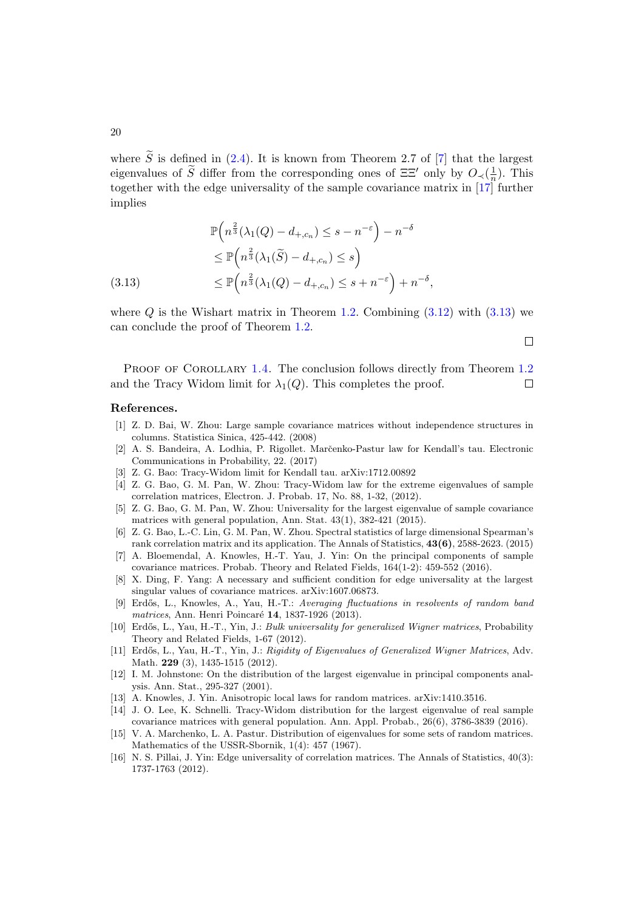where $\widetilde{S}$ is defined in (2.4). It is known from Theorem 2.7 of [7] that the largest eigenvalues of $\widetilde{S}$ differ from the corresponding ones of $\Xi\Xi'$ only by $O_{\prec}(\frac{1}{n})$. This together with the edge universality of the sample covariance matrix in [17] further implies

$$
\begin{aligned}
&\mathbb{P}\Big(n^{\frac{2}{3}}(\lambda_1(Q) - d_{+,c_n}) \le s - n^{-\varepsilon}\Big) - n^{-\delta} \\
&\le \mathbb{P}\Big(n^{\frac{2}{3}}(\lambda_1(\widetilde{S}) - d_{+,c_n}) \le s\Big) \\
&\le \mathbb{P}\Big(n^{\frac{2}{3}}(\lambda_1(Q) - d_{+,c_n}) \le s + n^{-\varepsilon}\Big) + n^{-\delta},
\end{aligned}
\tag{3.13}
$$

where $Q$ is the Wishart matrix in Theorem 1.2. Combining (3.12) with (3.13) we can conclude the proof of Theorem 1.2.

□

Proof of Corollary 1.4. The conclusion follows directly from Theorem 1.2 and the Tracy Widom limit for $\lambda_1(Q)$. This completes the proof. □

**References.**

[1] Z. D. Bai, W. Zhou: Large sample covariance matrices without independence structures in columns. Statistica Sinica, 425-442. (2008)

[2] A. S. Bandeira, A. Lodhia, P. Rigollet. Marčenko-Pastur law for Kendall's tau. Electronic Communications in Probability, 22. (2017)

[3] Z. G. Bao: Tracy-Widom limit for Kendall tau. arXiv:1712.00892

[4] Z. G. Bao, G. M. Pan, W. Zhou: Tracy-Widom law for the extreme eigenvalues of sample correlation matrices, Electron. J. Probab. 17, No. 88, 1-32, (2012).

[5] Z. G. Bao, G. M. Pan, W. Zhou: Universality for the largest eigenvalue of sample covariance matrices with general population, Ann. Stat. 43(1), 382-421 (2015).

[6] Z. G. Bao, L.-C. Lin, G. M. Pan, W. Zhou. Spectral statistics of large dimensional Spearman's rank correlation matrix and its application. The Annals of Statistics, **43(6)**, 2588-2623. (2015)

[7] A. Bloemendal, A. Knowles, H.-T. Yau, J. Yin: On the principal components of sample covariance matrices. Probab. Theory and Related Fields, 164(1-2): 459-552 (2016).

[8] X. Ding, F. Yang: A necessary and sufficient condition for edge universality at the largest singular values of covariance matrices. arXiv:1607.06873.

[9] Erdős, L., Knowles, A., Yau, H.-T.: *Averaging fluctuations in resolvents of random band matrices*, Ann. Henri Poincaré **14**, 1837-1926 (2013).

[10] Erdős, L., Yau, H.-T., Yin, J.: *Bulk universality for generalized Wigner matrices*, Probability Theory and Related Fields, 1-67 (2012).

[11] Erdős, L., Yau, H.-T., Yin, J.: *Rigidity of Eigenvalues of Generalized Wigner Matrices*, Adv. Math. **229** (3), 1435-1515 (2012).

[12] I. M. Johnstone: On the distribution of the largest eigenvalue in principal components analysis. Ann. Stat., 295-327 (2001).

[13] A. Knowles, J. Yin. Anisotropic local laws for random matrices. arXiv:1410.3516.

[14] J. O. Lee, K. Schnelli. Tracy-Widom distribution for the largest eigenvalue of real sample covariance matrices with general population. Ann. Appl. Probab., 26(6), 3786-3839 (2016).

[15] V. A. Marchenko, L. A. Pastur. Distribution of eigenvalues for some sets of random matrices. Mathematics of the USSR-Sbornik, 1(4): 457 (1967).

[16] N. S. Pillai, J. Yin: Edge universality of correlation matrices. The Annals of Statistics, 40(3): 1737-1763 (2012).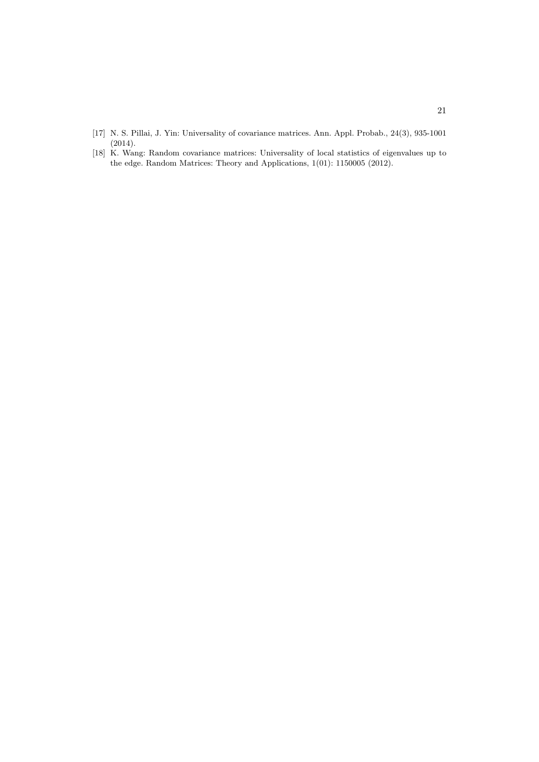[17] N. S. Pillai, J. Yin: Universality of covariance matrices. Ann. Appl. Probab., 24(3), 935-1001 (2014).

[18] K. Wang: Random covariance matrices: Universality of local statistics of eigenvalues up to the edge. Random Matrices: Theory and Applications, 1(01): 1150005 (2012).